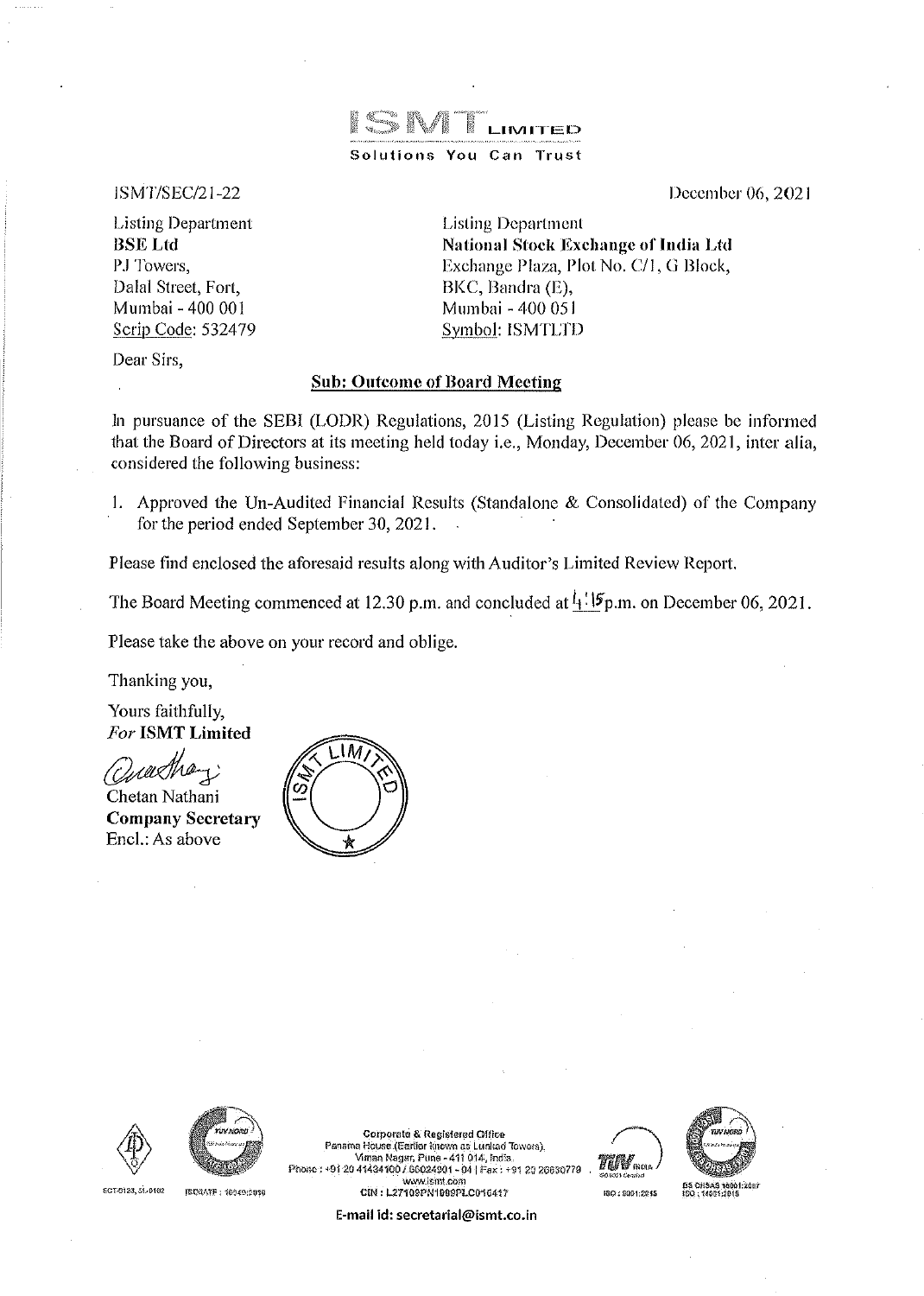**ISMT LIMITED**
Solutions You Can Trust

ISMT/SEC/21-22

December 06, 2021

Listing Department
**BSE Ltd**
PJ Towers,
Dalal Street, Fort,
Mumbai - 400 001
Scrip Code: 532479

Listing Department
**National Stock Exchange of India Ltd**
Exchange Plaza, Plot No. C/1, G Block,
BKC, Bandra (E),
Mumbai - 400 051
Symbol: ISMTLTD

Dear Sirs,

**Sub: Outcome of Board Meeting**

In pursuance of the SEBI (LODR) Regulations, 2015 (Listing Regulation) please be informed that the Board of Directors at its meeting held today i.e., Monday, December 06, 2021, inter alia, considered the following business:

1. Approved the Un-Audited Financial Results (Standalone & Consolidated) of the Company for the period ended September 30, 2021.

Please find enclosed the aforesaid results along with Auditor's Limited Review Report.

The Board Meeting commenced at 12.30 p.m. and concluded at 4:15 p.m. on December 06, 2021.

Please take the above on your record and oblige.

Thanking you,

Yours faithfully,
*For* **ISMT Limited**

Chetan Nathani
**Company Secretary**
Encl.: As above

Corporate & Registered Office
Panama House (Earlier known as Lunkad Towers),
Viman Nagar, Pune - 411 014, India.
Phone : +91 20 41434100 / 66024901 - 04 | Fax : +91 20 26630779
www.ismt.com
CIN : L27109PN1999PLC016417

E-mail id: secretarial@ismt.co.in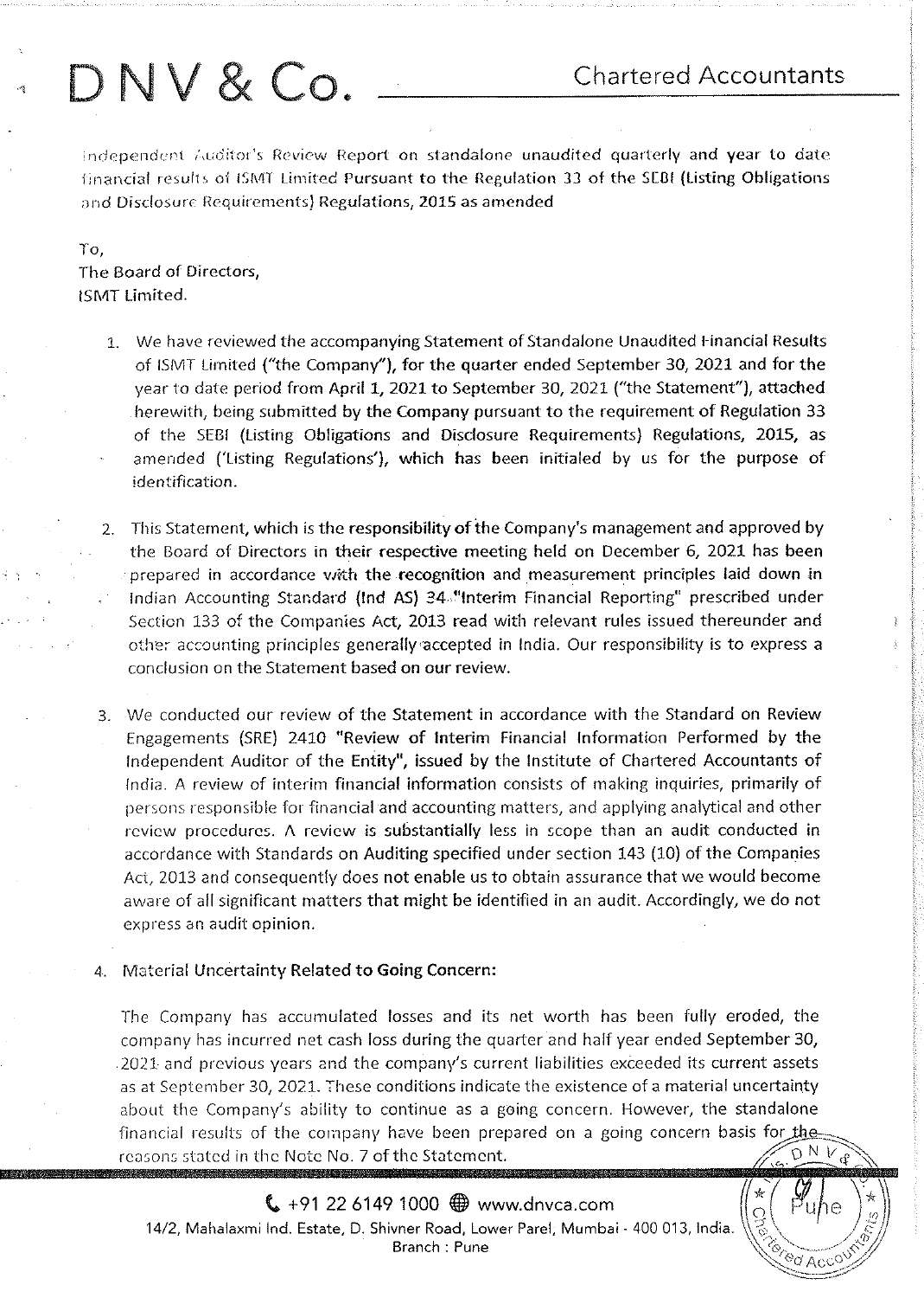# D N V & Co.

Chartered Accountants

Independent Auditor's Review Report on standalone unaudited quarterly and year to date financial results of ISMT Limited Pursuant to the Regulation 33 of the SEBI (Listing Obligations and Disclosure Requirements) Regulations, 2015 as amended

To,
The Board of Directors,
ISMT Limited.

1. We have reviewed the accompanying Statement of Standalone Unaudited Financial Results of ISMT Limited ("the Company"), for the quarter ended September 30, 2021 and for the year to date period from April 1, 2021 to September 30, 2021 ("the Statement"), attached herewith, being submitted by the Company pursuant to the requirement of Regulation 33 of the SEBI (Listing Obligations and Disclosure Requirements) Regulations, 2015, as amended ('Listing Regulations'), which has been initialed by us for the purpose of identification.

2. This Statement, which is the responsibility of the Company's management and approved by the Board of Directors in their respective meeting held on December 6, 2021 has been prepared in accordance with the recognition and measurement principles laid down in Indian Accounting Standard (Ind AS) 34 "Interim Financial Reporting" prescribed under Section 133 of the Companies Act, 2013 read with relevant rules issued thereunder and other accounting principles generally accepted in India. Our responsibility is to express a conclusion on the Statement based on our review.

3. We conducted our review of the Statement in accordance with the Standard on Review Engagements (SRE) 2410 "Review of Interim Financial Information Performed by the Independent Auditor of the Entity", issued by the Institute of Chartered Accountants of India. A review of interim financial information consists of making inquiries, primarily of persons responsible for financial and accounting matters, and applying analytical and other review procedures. A review is substantially less in scope than an audit conducted in accordance with Standards on Auditing specified under section 143 (10) of the Companies Act, 2013 and consequently does not enable us to obtain assurance that we would become aware of all significant matters that might be identified in an audit. Accordingly, we do not express an audit opinion.

4. Material Uncertainty Related to Going Concern:

   The Company has accumulated losses and its net worth has been fully eroded, the company has incurred net cash loss during the quarter and half year ended September 30, 2021 and previous years and the company's current liabilities exceeded its current assets as at September 30, 2021. These conditions indicate the existence of a material uncertainty about the Company's ability to continue as a going concern. However, the standalone financial results of the company have been prepared on a going concern basis for the reasons stated in the Note No. 7 of the Statement.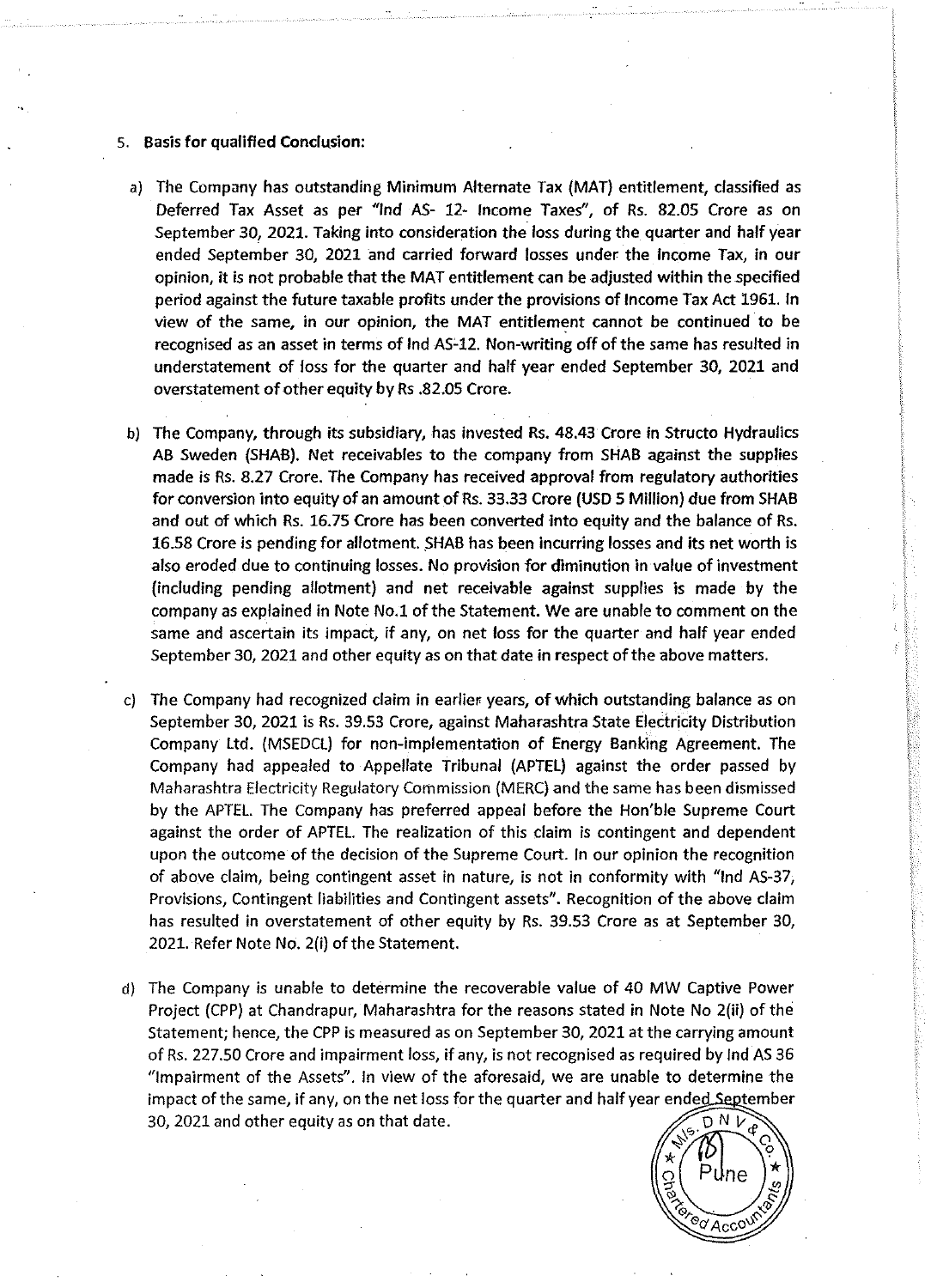5. **Basis for qualified Conclusion:**

   a) The Company has outstanding Minimum Alternate Tax (MAT) entitlement, classified as Deferred Tax Asset as per "Ind AS- 12- Income Taxes", of Rs. 82.05 Crore as on September 30, 2021. Taking into consideration the loss during the quarter and half year ended September 30, 2021 and carried forward losses under the Income Tax, in our opinion, it is not probable that the MAT entitlement can be adjusted within the specified period against the future taxable profits under the provisions of Income Tax Act 1961. In view of the same, in our opinion, the MAT entitlement cannot be continued to be recognised as an asset in terms of Ind AS-12. Non-writing off of the same has resulted in understatement of loss for the quarter and half year ended September 30, 2021 and overstatement of other equity by Rs .82.05 Crore.

   b) The Company, through its subsidiary, has invested Rs. 48.43 Crore in Structo Hydraulics AB Sweden (SHAB). Net receivables to the company from SHAB against the supplies made is Rs. 8.27 Crore. The Company has received approval from regulatory authorities for conversion into equity of an amount of Rs. 33.33 Crore (USD 5 Million) due from SHAB and out of which Rs. 16.75 Crore has been converted into equity and the balance of Rs. 16.58 Crore is pending for allotment. SHAB has been incurring losses and its net worth is also eroded due to continuing losses. No provision for diminution in value of investment (including pending allotment) and net receivable against supplies is made by the company as explained in Note No.1 of the Statement. We are unable to comment on the same and ascertain its impact, if any, on net loss for the quarter and half year ended September 30, 2021 and other equity as on that date in respect of the above matters.

   c) The Company had recognized claim in earlier years, of which outstanding balance as on September 30, 2021 is Rs. 39.53 Crore, against Maharashtra State Electricity Distribution Company Ltd. (MSEDCL) for non-implementation of Energy Banking Agreement. The Company had appealed to Appellate Tribunal (APTEL) against the order passed by Maharashtra Electricity Regulatory Commission (MERC) and the same has been dismissed by the APTEL. The Company has preferred appeal before the Hon'ble Supreme Court against the order of APTEL. The realization of this claim is contingent and dependent upon the outcome of the decision of the Supreme Court. In our opinion the recognition of above claim, being contingent asset in nature, is not in conformity with "Ind AS-37, Provisions, Contingent liabilities and Contingent assets". Recognition of the above claim has resulted in overstatement of other equity by Rs. 39.53 Crore as at September 30, 2021. Refer Note No. 2(i) of the Statement.

   d) The Company is unable to determine the recoverable value of 40 MW Captive Power Project (CPP) at Chandrapur, Maharashtra for the reasons stated in Note No 2(ii) of the Statement; hence, the CPP is measured as on September 30, 2021 at the carrying amount of Rs. 227.50 Crore and impairment loss, if any, is not recognised as required by Ind AS 36 "Impairment of the Assets". In view of the aforesaid, we are unable to determine the impact of the same, if any, on the net loss for the quarter and half year ended September 30, 2021 and other equity as on that date.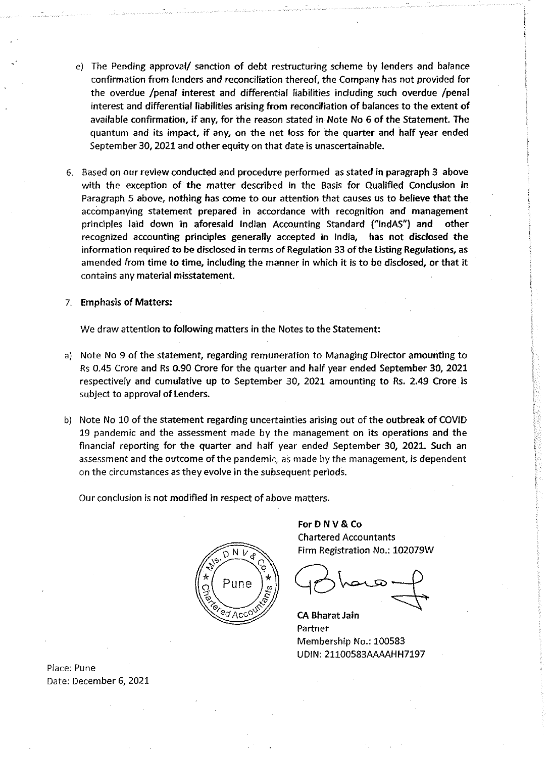e) The Pending approval/ sanction of debt restructuring scheme by lenders and balance confirmation from lenders and reconciliation thereof, the Company has not provided for the overdue /penal interest and differential liabilities including such overdue /penal interest and differential liabilities arising from reconciliation of balances to the extent of available confirmation, if any, for the reason stated in Note No 6 of the Statement. The quantum and its impact, if any, on the net loss for the quarter and half year ended September 30, 2021 and other equity on that date is unascertainable.

6. Based on our review conducted and procedure performed as stated in paragraph 3 above with the exception of the matter described in the Basis for Qualified Conclusion in Paragraph 5 above, nothing has come to our attention that causes us to believe that the accompanying statement prepared in accordance with recognition and management principles laid down in aforesaid Indian Accounting Standard ("IndAS") and other recognized accounting principles generally accepted in India, has not disclosed the information required to be disclosed in terms of Regulation 33 of the Listing Regulations, as amended from time to time, including the manner in which it is to be disclosed, or that it contains any material misstatement.

7. **Emphasis of Matters:**

We draw attention to following matters in the Notes to the Statement:

a) Note No 9 of the statement, regarding remuneration to Managing Director amounting to Rs 0.45 Crore and Rs 0.90 Crore for the quarter and half year ended September 30, 2021 respectively and cumulative up to September 30, 2021 amounting to Rs. 2.49 Crore is subject to approval of Lenders.

b) Note No 10 of the statement regarding uncertainties arising out of the outbreak of COVID 19 pandemic and the assessment made by the management on its operations and the financial reporting for the quarter and half year ended September 30, 2021. Such an assessment and the outcome of the pandemic, as made by the management, is dependent on the circumstances as they evolve in the subsequent periods.

Our conclusion is not modified in respect of above matters.

**For D N V & Co**
Chartered Accountants
Firm Registration No.: 102079W

**CA Bharat Jain**
Partner
Membership No.: 100583
UDIN: 21100583AAAAHH7197

Place: Pune
Date: December 6, 2021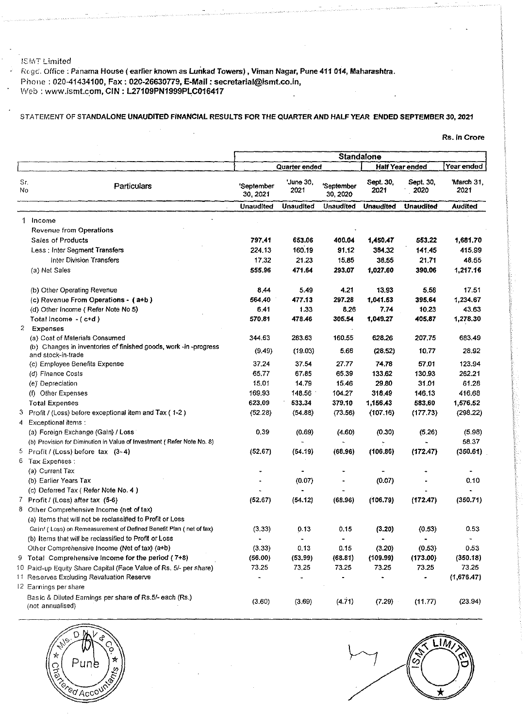ISMT Limited

Regd. Office : Panama House ( earlier known as Lunkad Towers) , Viman Nagar, Pune 411 014, Maharashtra.
Phone : 020-41434100, Fax : 020-26630779, E-Mail : secretarial@ismt.co.in,
Web : www.ismt.com, CIN : L27109PN1999PLC016417

STATEMENT OF STANDALONE **UNAUDITED** FINANCIAL RESULTS FOR THE QUARTER AND HALF YEAR ENDED SEPTEMBER 30, 2021

Rs. in Crore

| | | Standalone | | | | | |
|---|---|---|---|---|---|---|---|
| | | Quarter ended | | | Half Year ended | | Year ended |
| Sr. No | Particulars | 'September 30, 2021 | 'June 30, 2021 | 'September 30, 2020 | Sept. 30, 2021 | Sept. 30, 2020 | 'March 31, 2021 |
| | | Unaudited | Unaudited | Unaudited | Unaudited | Unaudited | Audited |
| 1 | Income | | | | | | |
| | Revenue from Operations | | | | | | |
| | Sales of Products | 797.41 | 653.06 | 400.04 | 1,450.47 | 553.22 | 1,681.70 |
| | Less : Inter Segment Transfers | 224.13 | 160.19 | 91.12 | 384.32 | 141.45 | 415.99 |
| | Inter Division Transfers | 17.32 | 21.23 | 15.85 | 38.55 | 21.71 | 48.55 |
| | (a) Net Sales | 555.96 | 471.64 | 293.07 | 1,027.60 | 390.06 | 1,217.16 |
| | (b) Other Operating Revenue | 8.44 | 5.49 | 4.21 | 13.93 | 5.58 | 17.51 |
| | (c) Revenue From Operations - ( a+b ) | 564.40 | 477.13 | 297.28 | 1,041.53 | 395.64 | 1,234.67 |
| | (d) Other Income ( Refer Note No 5) | 6.41 | 1.33 | 8.26 | 7.74 | 10.23 | 43.63 |
| | Total Income - ( c+d ) | 570.81 | 478.46 | 305.54 | 1,049.27 | 405.87 | 1,278.30 |
| 2 | Expenses | | | | | | |
| | (a) Cost of Materials Consumed | 344.63 | 283.63 | 160.55 | 628.26 | 207.75 | 683.49 |
| | (b) Changes in inventories of finished goods, work -in -progress and stock-in-trade | (9.49) | (19.03) | 5.66 | (28.52) | 10.77 | 28.92 |
| | (c) Employee Benefits Expense | 37.24 | 37.54 | 27.77 | 74.78 | 57.01 | 123.94 |
| | (d) Finance Costs | 65.77 | 67.85 | 65.39 | 133.62 | 130.93 | 262.21 |
| | (e) Depreciation | 15.01 | 14.79 | 15.46 | 29.80 | 31.01 | 61.28 |
| | (f) Other Expenses | 169.93 | 148.56 | 104.27 | 318.49 | 146.13 | 416.68 |
| | Total Expenses | 623.09 | 533.34 | 379.10 | 1,156.43 | 583.60 | 1,576.52 |
| 3 | Profit / (Loss) before exceptional item and Tax ( 1-2 ) | (52.28) | (54.88) | (73.56) | (107.16) | (177.73) | (298.22) |
| 4 | Exceptional items : | | | | | | |
| | (a) Foreign Exchange (Gain) / Loss | 0.39 | (0.69) | (4.60) | (0.30) | (5.26) | (5.98) |
| | (b) Provision for Diminution in Value of Investment ( Refer Note No. 8) | - | - | - | - | - | 58.37 |
| 5 | Profit / (Loss) before tax (3-4) | (52.67) | (54.19) | (68.96) | (106.86) | (172.47) | (350.61) |
| 6 | Tax Expenses : | | | | | | |
| | (a) Current Tax | - | - | - | - | - | - |
| | (b) Earlier Years Tax | - | (0.07) | - | (0.07) | - | 0.10 |
| | (c) Deferred Tax ( Refer Note No. 4 ) | - | - | - | - | - | - |
| 7 | Profit / (Loss) after tax (5-6) | (52.67) | (54.12) | (68.96) | (106.79) | (172.47) | (350.71) |
| 8 | Other Comprehensive Income (net of tax) | | | | | | |
| | (a) Items that will not be reclassified to Profit or Loss | | | | | | |
| | Gain/ ( Loss) on Remeasurement of Defined Benefit Plan ( net of tax) | (3.33) | 0.13 | 0.15 | (3.20) | (0.53) | 0.53 |
| | (b) Items that will be reclassified to Profit or Loss | - | - | - | - | - | - |
| | Other Comprehensive Income (Net of tax) (a+b) | (3.33) | 0.13 | 0.15 | (3.20) | (0.53) | 0.53 |
| 9 | Total Comprehensive Income for the period ( 7+8) | (56.00) | (53.99) | (68.81) | (109.99) | (173.00) | (350.18) |
| 10 | Paid-up Equity Share Capital (Face Value of Rs. 5/- per share) | 73.25 | 73.25 | 73.25 | 73.25 | 73.25 | 73.25 |
| 11 | Reserves Excluding Revaluation Reserve | - | - | - | - | - | (1,676.47) |
| 12 | Earnings per share | | | | | | |
| | Basic & Diluted Earnings per share of Rs.5/- each (Rs.) (not annualised) | (3.60) | (3.69) | (4.71) | (7.29) | (11.77) | (23.94) |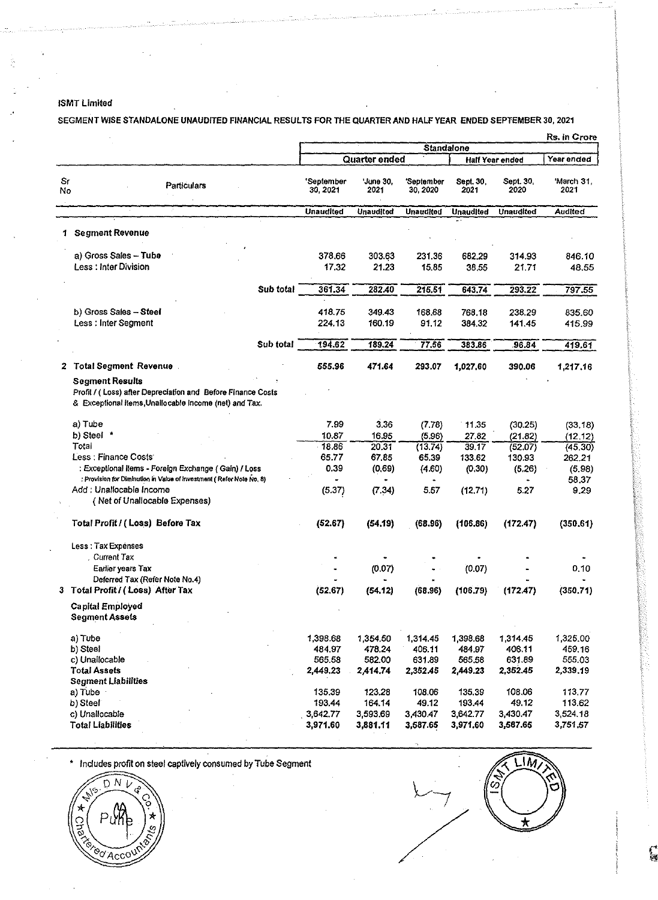ISMT Limited

SEGMENT WISE STANDALONE UNAUDITED FINANCIAL RESULTS FOR THE QUARTER AND HALF YEAR ENDED SEPTEMBER 30, 2021

Rs. In Crore

| Sr No | Particulars | Standalone | | | | | |
|---|---|---|---|---|---|---|---|
| | | Quarter ended | | | Half Year ended | | Year ended |
| | | 'September 30, 2021 | 'June 30, 2021 | 'September 30, 2020 | Sept. 30, 2021 | Sept. 30, 2020 | 'March 31, 2021 |
| | | Unaudited | Unaudited | Unaudited | Unaudited | Unaudited | Audited |
| 1 | **Segment Revenue** | | | | | | |
| | a) Gross Sales – **Tube** | 378.66 | 303.63 | 231.36 | 682.29 | 314.93 | 846.10 |
| | Less : Inter Division | 17.32 | 21.23 | 15.85 | 38.55 | 21.71 | 48.55 |
| | **Sub total** | 361.34 | 282.40 | 215.51 | 643.74 | 293.22 | 797.55 |
| | b) Gross Sales – **Steel** | 418.75 | 349.43 | 168.68 | 768.18 | 238.29 | 835.60 |
| | Less : Inter Segment | 224.13 | 160.19 | 91.12 | 384.32 | 141.45 | 415.99 |
| | **Sub total** | 194.62 | 189.24 | 77.56 | 383.86 | 96.84 | 419.61 |
| 2 | **Total Segment Revenue** | **555.96** | **471.64** | **293.07** | **1,027.60** | **390.06** | **1,217.16** |
| | **Segment Results** Profit / ( Loss) after Depreciation and Before Finance Costs & Exceptional Items,Unallocable Income (net) and Tax. | | | | | | |
| | a) Tube | 7.99 | 3.36 | (7.78) | 11.35 | (30.25) | (33.18) |
| | b) Steel * | 10.87 | 16.95 | (5.96) | 27.82 | (21.82) | (12.12) |
| | Total | 18.86 | 20.31 | (13.74) | 39.17 | (52.07) | (45.30) |
| | Less : Finance Costs | 65.77 | 67.85 | 65.39 | 133.62 | 130.93 | 262.21 |
| | : *Exceptional Items - Foreign Exchange ( Gain) / Loss* | 0.39 | (0.69) | (4.60) | (0.30) | (5.26) | (5.98) |
| | : *Provision for Diminution in Value of Investment ( Refer Note No. 8)* | - | - | - | | - | 58.37 |
| | Add : Unallocable Income ( Net of Unallocable Expenses) | (5.37) | (7.34) | 5.57 | (12.71) | 5.27 | 9.29 |
| | **Total Profit / ( Loss) Before Tax** | **(52.67)** | **(54.19)** | **(68.96)** | **(106.86)** | **(172.47)** | **(350.61)** |
| | Less : Tax Expenses | | | | | | |
| | Current Tax | - | - | - | - | - | - |
| | Earlier years Tax | - | (0.07) | - | (0.07) | - | 0.10 |
| | Deferred Tax (Refer Note No.4) | - | - | - | - | - | - |
| 3 | **Total Profit / ( Loss) After Tax** | **(52.67)** | **(54.12)** | **(68.96)** | **(106.79)** | **(172.47)** | **(350.71)** |
| | **Capital Employed** | | | | | | |
| | **Segment Assets** | | | | | | |
| | a) Tube | 1,398.68 | 1,354.50 | 1,314.45 | 1,398.68 | 1,314.45 | 1,325.00 |
| | b) Steel | 484.97 | 478.24 | 406.11 | 484.97 | 406.11 | 459.16 |
| | c) Unallocable | 565.58 | 582.00 | 631.89 | 565.58 | 631.89 | 555.03 |
| | **Total Assets** | **2,449.23** | **2,414.74** | **2,352.45** | **2,449.23** | **2,352.45** | **2,339.19** |
| | **Segment Liabilities** | | | | | | |
| | a) Tube | 135.39 | 123.28 | 108.06 | 135.39 | 108.06 | 113.77 |
| | b) Steel | 193.44 | 164.14 | 49.12 | 193.44 | 49.12 | 113.62 |
| | c) Unallocable | 3,642.77 | 3,593.69 | 3,430.47 | 3,642.77 | 3,430.47 | 3,524.18 |
| | **Total Liabilities** | **3,971.60** | **3,881.11** | **3,587.65** | **3,971.60** | **3,587.65** | **3,751.57** |

* Includes profit on steel captively consumed by Tube Segment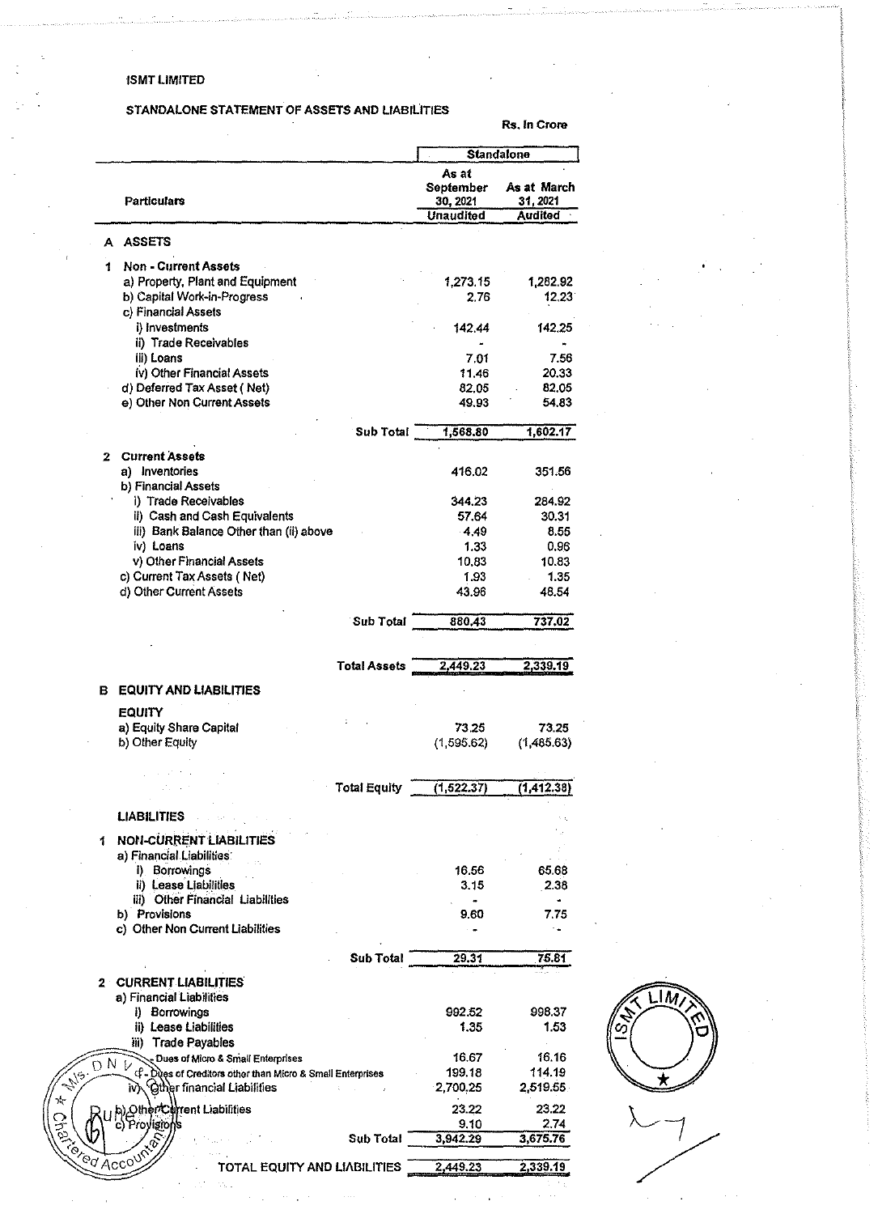ISMT LIMITED

STANDALONE STATEMENT OF ASSETS AND LIABILITIES

Rs. In Crore

| Particulars | Standalone | |
|---|---|---|
| | As at September 30, 2021 | As at March 31, 2021 |
| | Unaudited | Audited |
| **A ASSETS** | | |
| **1 Non - Current Assets** | | |
| a) Property, Plant and Equipment | 1,273.15 | 1,282.92 |
| b) Capital Work-in-Progress | 2.76 | 12.23 |
| c) Financial Assets | | |
| i) Investments | 142.44 | 142.25 |
| ii) Trade Receivables | - | - |
| iii) Loans | 7.01 | 7.56 |
| iv) Other Financial Assets | 11.46 | 20.33 |
| d) Deferred Tax Asset ( Net) | 82.05 | 82.05 |
| e) Other Non Current Assets | 49.93 | 54.83 |
| **Sub Total** | 1,568.80 | 1,602.17 |
| **2 Current Assets** | | |
| a) Inventories | 416.02 | 351.56 |
| b) Financial Assets | | |
| i) Trade Receivables | 344.23 | 284.92 |
| ii) Cash and Cash Equivalents | 57.64 | 30.31 |
| iii) Bank Balance Other than (ii) above | 4.49 | 8.55 |
| iv) Loans | 1.33 | 0.96 |
| v) Other Financial Assets | 10.83 | 10.83 |
| c) Current Tax Assets ( Net) | 1.93 | 1.35 |
| d) Other Current Assets | 43.96 | 48.54 |
| **Sub Total** | 880.43 | 737.02 |
| **Total Assets** | 2,449.23 | 2,339.19 |
| **B EQUITY AND LIABILITIES** | | |
| **EQUITY** | | |
| a) Equity Share Capital | 73.25 | 73.25 |
| b) Other Equity | (1,595.62) | (1,485.63) |
| **Total Equity** | (1,522.37) | (1,412.38) |
| **LIABILITIES** | | |
| **1 NON-CURRENT LIABILITIES** | | |
| a) Financial Liabilities | | |
| i) Borrowings | 16.56 | 65.68 |
| ii) Lease Liabilities | 3.15 | 2.38 |
| iii) Other Financial Liabilities | - | - |
| b) Provisions | 9.60 | 7.75 |
| c) Other Non Current Liabilities | - | - |
| **Sub Total** | 29.31 | 75.81 |
| **2 CURRENT LIABILITIES** | | |
| a) Financial Liabilities | | |
| i) Borrowings | 992.52 | 998.37 |
| ii) Lease Liabilities | 1.35 | 1.53 |
| iii) Trade Payables | | |
| - Dues of Micro & Small Enterprises | 16.67 | 16.16 |
| - Dues of Creditors other than Micro & Small Enterprises | 199.18 | 114.19 |
| iv) Other financial Liabilities | 2,700.25 | 2,519.55 |
| b) Other Current Liabilities | 23.22 | 23.22 |
| c) Provisions | 9.10 | 2.74 |
| **Sub Total** | 3,942.29 | 3,675.76 |
| **TOTAL EQUITY AND LIABILITIES** | 2,449.23 | 2,339.19 |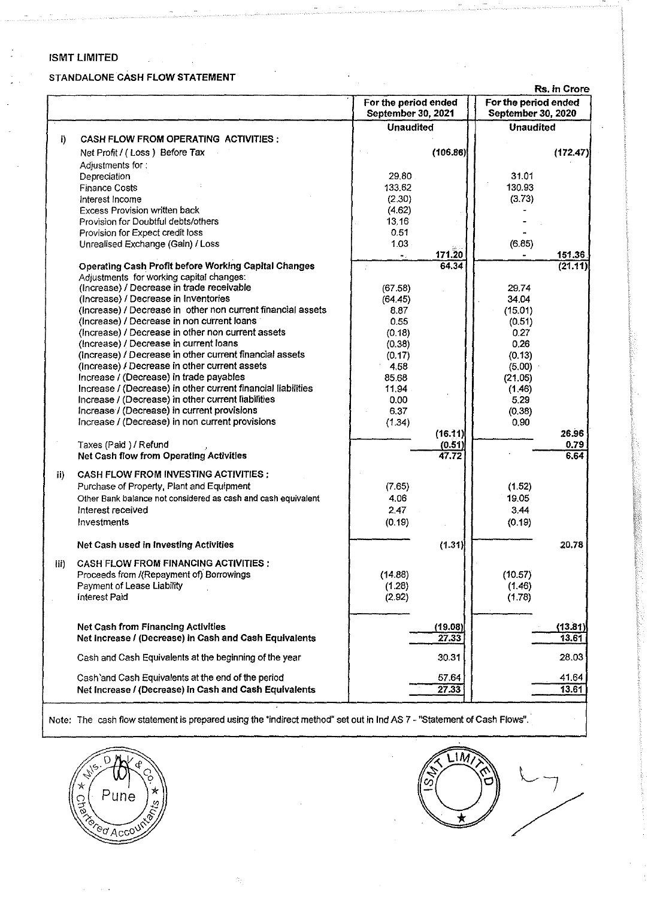**ISMT LIMITED**

**STANDALONE CASH FLOW STATEMENT**

Rs. in Crore

| | | For the period ended September 30, 2021 | | For the period ended September 30, 2020 | |
|---|---|---|---|---|---|
| | | Unaudited | | Unaudited | |
| i) | **CASH FLOW FROM OPERATING ACTIVITIES :** | | | | |
| | Net Profit / ( Loss ) Before Tax | | (106.86) | | (172.47) |
| | Adjustments for : | | | | |
| | Depreciation | 29.80 | | 31.01 | |
| | Finance Costs | 133.62 | | 130.93 | |
| | Interest Income | (2.30) | | (3.73) | |
| | Excess Provision written back | (4.62) | | - | |
| | Provision for Doubtful debts/others | 13.16 | | - | |
| | Provision for Expect credit loss | 0.51 | | - | |
| | Unrealised Exchange (Gain) / Loss | 1.03 | | (6.85) | |
| | | - | 171.20 | - | 151.36 |
| | **Operating Cash Profit before Working Capital Changes** | | 64.34 | | (21.11) |
| | Adjustments for working capital changes: | | | | |
| | (Increase) / Decrease in trade receivable | (67.58) | | 29.74 | |
| | (Increase) / Decrease in Inventories | (64.45) | | 34.04 | |
| | (Increase) / Decrease in other non current financial assets | 8.87 | | (15.01) | |
| | (Increase) / Decrease in non current loans | 0.55 | | (0.51) | |
| | (Increase) / Decrease in other non current assets | (0.18) | | 0.27 | |
| | (Increase) / Decrease in current loans | (0.38) | | 0.26 | |
| | (Increase) / Decrease in other current financial assets | (0.17) | | (0.13) | |
| | (Increase) / Decrease in other current assets | 4.58 | | (5.00) | |
| | Increase / (Decrease) in trade payables | 85.68 | | (21.05) | |
| | Increase / (Decrease) in other current financial liabilities | 11.94 | | (1.46) | |
| | Increase / (Decrease) in other current liabilities | 0.00 | | 5.29 | |
| | Increase / (Decrease) in current provisions | 6.37 | | (0.38) | |
| | Increase / (Decrease) in non current provisions | (1.34) | | 0.90 | |
| | | | (16.11) | | 26.96 |
| | Taxes (Paid ) / Refund | | (0.51) | | 0.79 |
| | **Net Cash flow from Operating Activities** | | 47.72 | | 6.64 |
| ii) | **CASH FLOW FROM INVESTING ACTIVITIES :** | | | | |
| | Purchase of Property, Plant and Equipment | (7.65) | | (1.52) | |
| | Other Bank balance not considered as cash and cash equivalent | 4.06 | | 19.05 | |
| | Interest received | 2.47 | | 3.44 | |
| | Investments | (0.19) | | (0.19) | |
| | **Net Cash used in Investing Activities** | | (1.31) | | 20.78 |
| iii) | **CASH FLOW FROM FINANCING ACTIVITIES :** | | | | |
| | Proceeds from /(Repayment of) Borrowings | (14.88) | | (10.57) | |
| | Payment of Lease Liability | (1.28) | | (1.46) | |
| | Interest Paid | (2.92) | | (1.78) | |
| | **Net Cash from Financing Activities** | | (19.08) | | (13.81) |
| | **Net Increase / (Decrease) in Cash and Cash Equivalents** | | 27.33 | | 13.61 |
| | Cash and Cash Equivalents at the beginning of the year | | 30.31 | | 28.03 |
| | Cash and Cash Equivalents at the end of the period | | 57.64 | | 41.64 |
| | **Net Increase / (Decrease) in Cash and Cash Equivalents** | | 27.33 | | 13.61 |

Note: The cash flow statement is prepared using the "indirect method" set out in Ind AS 7 - "Statement of Cash Flows".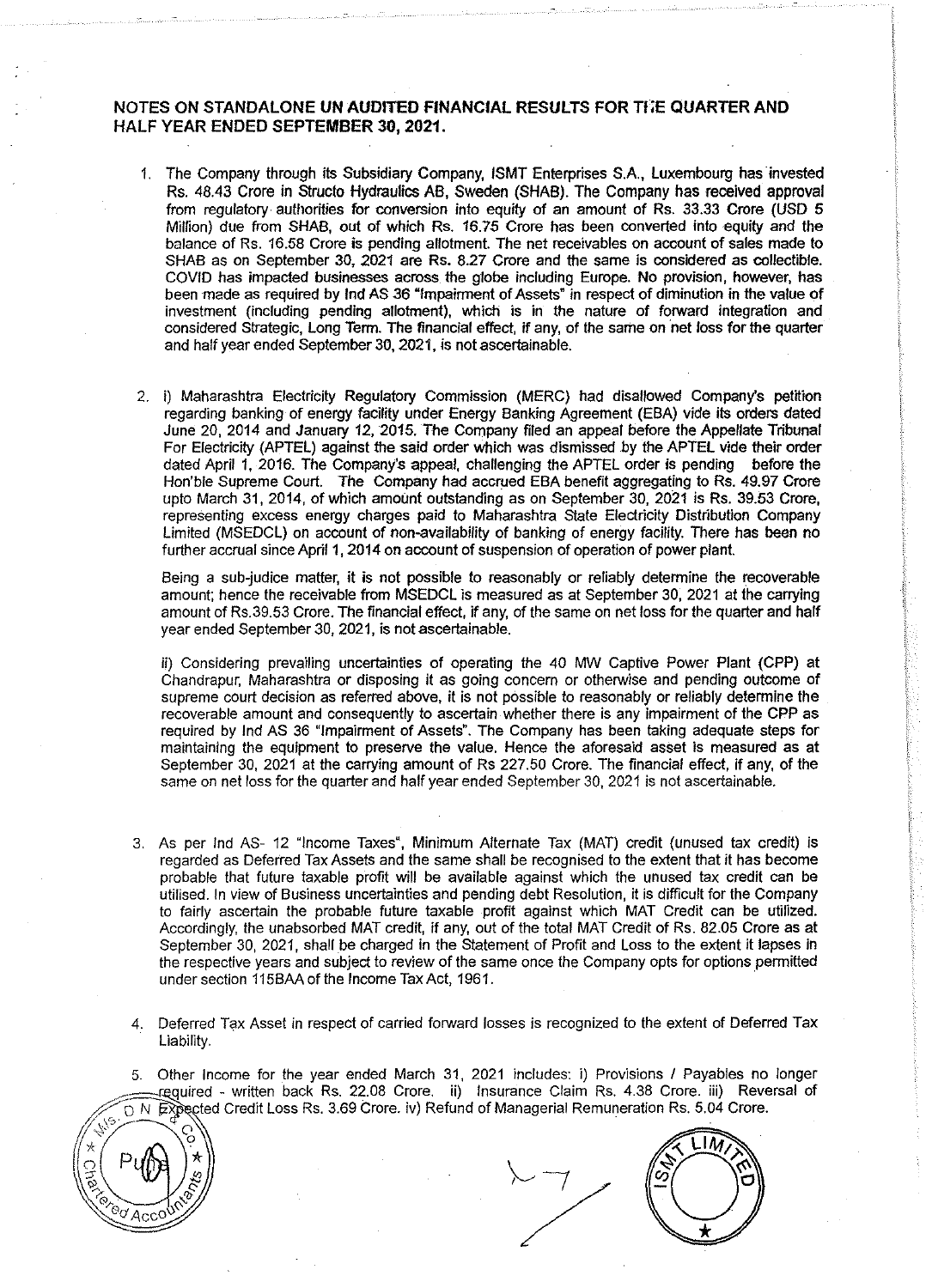## NOTES ON STANDALONE UN AUDITED FINANCIAL RESULTS FOR THE QUARTER AND HALF YEAR ENDED SEPTEMBER 30, 2021.

1. The Company through its Subsidiary Company, ISMT Enterprises S.A., Luxembourg has invested Rs. 48.43 Crore in Structo Hydraulics AB, Sweden (SHAB). The Company has received approval from regulatory authorities for conversion into equity of an amount of Rs. 33.33 Crore (USD 5 Million) due from SHAB, out of which Rs. 16.75 Crore has been converted into equity and the balance of Rs. 16.58 Crore is pending allotment. The net receivables on account of sales made to SHAB as on September 30, 2021 are Rs. 8.27 Crore and the same is considered as collectible. COVID has impacted businesses across the globe including Europe. No provision, however, has been made as required by Ind AS 36 "Impairment of Assets" in respect of diminution in the value of investment (including pending allotment), which is in the nature of forward integration and considered Strategic, Long Term. The financial effect, if any, of the same on net loss for the quarter and half year ended September 30, 2021, is not ascertainable.

2. i) Maharashtra Electricity Regulatory Commission (MERC) had disallowed Company's petition regarding banking of energy facility under Energy Banking Agreement (EBA) vide its orders dated June 20, 2014 and January 12, 2015. The Company filed an appeal before the Appellate Tribunal For Electricity (APTEL) against the said order which was dismissed by the APTEL vide their order dated April 1, 2016. The Company's appeal, challenging the APTEL order is pending before the Hon'ble Supreme Court. The Company had accrued EBA benefit aggregating to Rs. 49.97 Crore upto March 31, 2014, of which amount outstanding as on September 30, 2021 is Rs. 39.53 Crore, representing excess energy charges paid to Maharashtra State Electricity Distribution Company Limited (MSEDCL) on account of non-availability of banking of energy facility. There has been no further accrual since April 1, 2014 on account of suspension of operation of power plant.

   Being a sub-judice matter, it is not possible to reasonably or reliably determine the recoverable amount; hence the receivable from MSEDCL is measured as at September 30, 2021 at the carrying amount of Rs.39.53 Crore. The financial effect, if any, of the same on net loss for the quarter and half year ended September 30, 2021, is not ascertainable.

   ii) Considering prevailing uncertainties of operating the 40 MW Captive Power Plant (CPP) at Chandrapur, Maharashtra or disposing it as going concern or otherwise and pending outcome of supreme court decision as referred above, it is not possible to reasonably or reliably determine the recoverable amount and consequently to ascertain whether there is any impairment of the CPP as required by Ind AS 36 "Impairment of Assets". The Company has been taking adequate steps for maintaining the equipment to preserve the value. Hence the aforesaid asset is measured as at September 30, 2021 at the carrying amount of Rs 227.50 Crore. The financial effect, if any, of the same on net loss for the quarter and half year ended September 30, 2021 is not ascertainable.

3. As per Ind AS- 12 "Income Taxes", Minimum Alternate Tax (MAT) credit (unused tax credit) is regarded as Deferred Tax Assets and the same shall be recognised to the extent that it has become probable that future taxable profit will be available against which the unused tax credit can be utilised. In view of Business uncertainties and pending debt Resolution, it is difficult for the Company to fairly ascertain the probable future taxable profit against which MAT Credit can be utilized. Accordingly, the unabsorbed MAT credit, if any, out of the total MAT Credit of Rs. 82.05 Crore as at September 30, 2021, shall be charged in the Statement of Profit and Loss to the extent it lapses in the respective years and subject to review of the same once the Company opts for options permitted under section 115BAA of the Income Tax Act, 1961.

4. Deferred Tax Asset in respect of carried forward losses is recognized to the extent of Deferred Tax Liability.

5. Other Income for the year ended March 31, 2021 includes: i) Provisions / Payables no longer required - written back Rs. 22.08 Crore. ii) Insurance Claim Rs. 4.38 Crore. iii) Reversal of Expected Credit Loss Rs. 3.69 Crore. iv) Refund of Managerial Remuneration Rs. 5.04 Crore.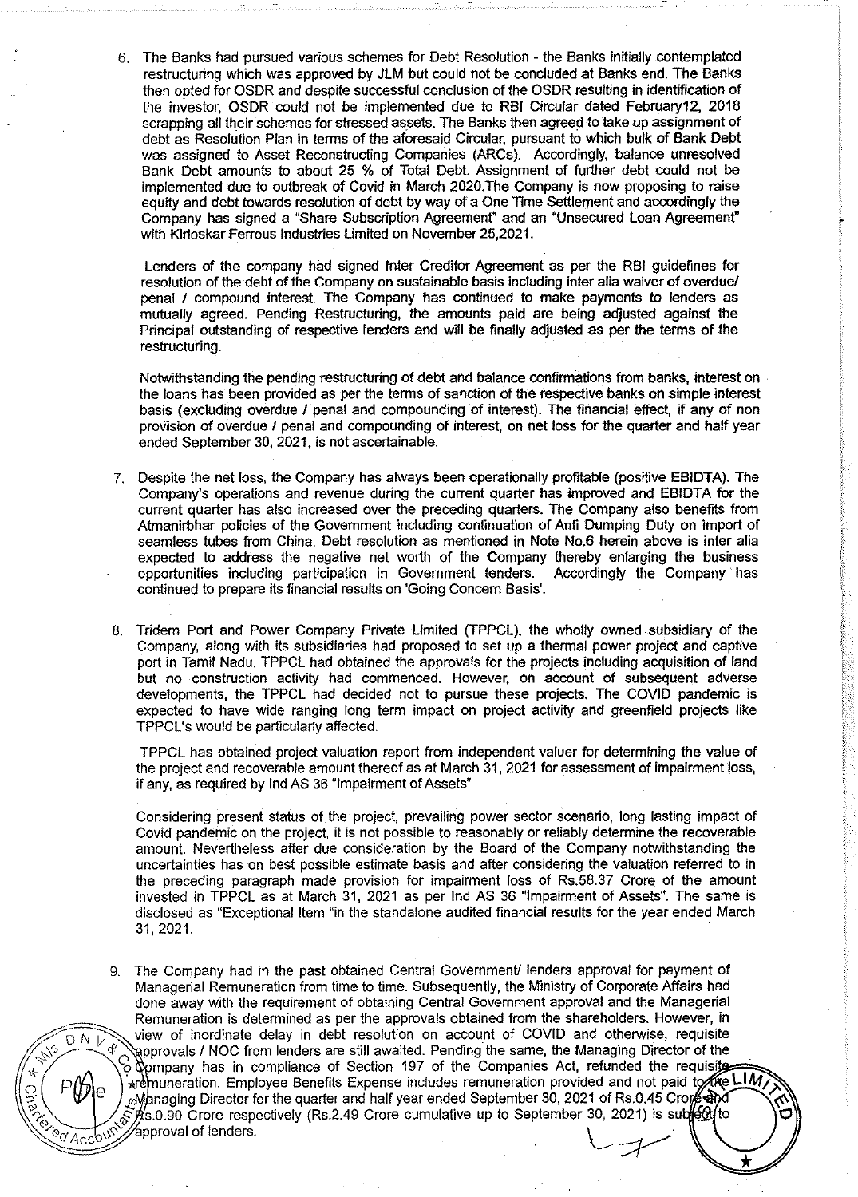6. The Banks had pursued various schemes for Debt Resolution - the Banks initially contemplated restructuring which was approved by JLM but could not be concluded at Banks end. The Banks then opted for OSDR and despite successful conclusion of the OSDR resulting in identification of the investor, OSDR could not be implemented due to RBI Circular dated February12, 2018 scrapping all their schemes for stressed assets. The Banks then agreed to take up assignment of debt as Resolution Plan in terms of the aforesaid Circular, pursuant to which bulk of Bank Debt was assigned to Asset Reconstructing Companies (ARCs). Accordingly, balance unresolved Bank Debt amounts to about 25 % of Total Debt. Assignment of further debt could not be implemented due to outbreak of Covid in March 2020.The Company is now proposing to raise equity and debt towards resolution of debt by way of a One Time Settlement and accordingly the Company has signed a "Share Subscription Agreement" and an "Unsecured Loan Agreement" with Kirloskar Ferrous Industries Limited on November 25,2021.

   Lenders of the company had signed Inter Creditor Agreement as per the RBI guidelines for resolution of the debt of the Company on sustainable basis including inter alia waiver of overdue/ penal / compound interest. The Company has continued to make payments to lenders as mutually agreed. Pending Restructuring, the amounts paid are being adjusted against the Principal outstanding of respective lenders and will be finally adjusted as per the terms of the restructuring.

   Notwithstanding the pending restructuring of debt and balance confirmations from banks, interest on the loans has been provided as per the terms of sanction of the respective banks on simple interest basis (excluding overdue / penal and compounding of interest). The financial effect, if any of non provision of overdue / penal and compounding of interest, on net loss for the quarter and half year ended September 30, 2021, is not ascertainable.

7. Despite the net loss, the Company has always been operationally profitable (positive EBIDTA). The Company's operations and revenue during the current quarter has improved and EBIDTA for the current quarter has also increased over the preceding quarters. The Company also benefits from Atmanirbhar policies of the Government including continuation of Anti Dumping Duty on import of seamless tubes from China. Debt resolution as mentioned in Note No.6 herein above is inter alia expected to address the negative net worth of the Company thereby enlarging the business opportunities including participation in Government tenders. Accordingly the Company has continued to prepare its financial results on 'Going Concern Basis'.

8. Tridem Port and Power Company Private Limited (TPPCL), the wholly owned subsidiary of the Company, along with its subsidiaries had proposed to set up a thermal power project and captive port in Tamil Nadu. TPPCL had obtained the approvals for the projects including acquisition of land but no construction activity had commenced. However, on account of subsequent adverse developments, the TPPCL had decided not to pursue these projects. The COVID pandemic is expected to have wide ranging long term impact on project activity and greenfield projects like TPPCL's would be particularly affected.

   TPPCL has obtained project valuation report from independent valuer for determining the value of the project and recoverable amount thereof as at March 31, 2021 for assessment of impairment loss, if any, as required by Ind AS 36 "Impairment of Assets"

   Considering present status of the project, prevailing power sector scenario, long lasting impact of Covid pandemic on the project, it is not possible to reasonably or reliably determine the recoverable amount. Nevertheless after due consideration by the Board of the Company notwithstanding the uncertainties has on best possible estimate basis and after considering the valuation referred to in the preceding paragraph made provision for impairment loss of Rs.58.37 Crore of the amount invested in TPPCL as at March 31, 2021 as per Ind AS 36 "Impairment of Assets". The same is disclosed as "Exceptional Item "in the standalone audited financial results for the year ended March 31, 2021.

9. The Company had in the past obtained Central Government/ lenders approval for payment of Managerial Remuneration from time to time. Subsequently, the Ministry of Corporate Affairs had done away with the requirement of obtaining Central Government approval and the Managerial Remuneration is determined as per the approvals obtained from the shareholders. However, in view of inordinate delay in debt resolution on account of COVID and otherwise, requisite approvals / NOC from lenders are still awaited. Pending the same, the Managing Director of the Company has in compliance of Section 197 of the Companies Act, refunded the requisite remuneration. Employee Benefits Expense includes remuneration provided and not paid to the Managing Director for the quarter and half year ended September 30, 2021 of Rs.0.45 Crore and Rs.0.90 Crore respectively (Rs.2.49 Crore cumulative up to September 30, 2021) is subject to approval of lenders.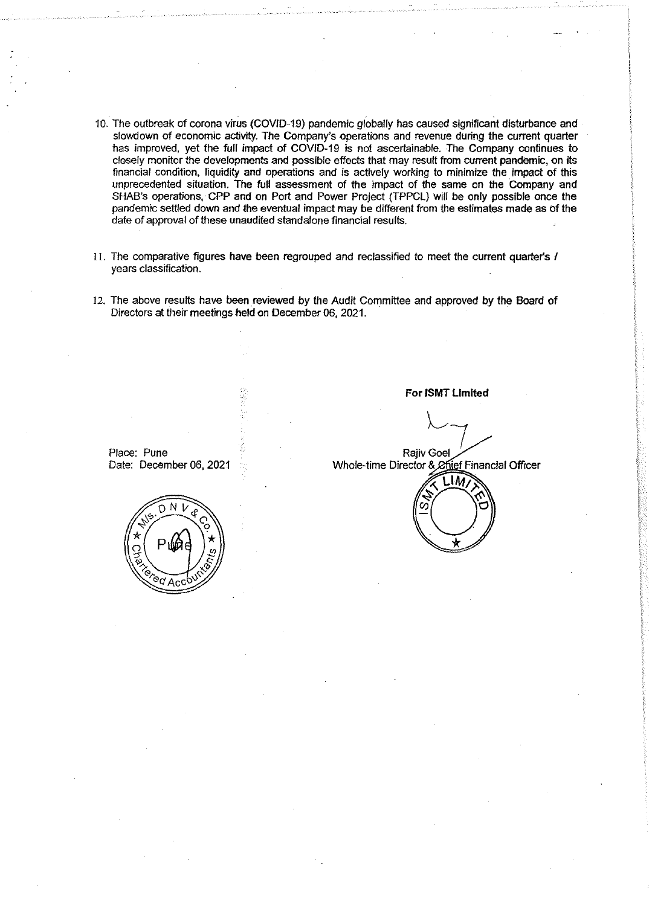10. The outbreak of corona virus (COVID-19) pandemic globally has caused significant disturbance and slowdown of economic activity. The Company's operations and revenue during the current quarter has improved, yet the full impact of COVID-19 is not ascertainable. The Company continues to closely monitor the developments and possible effects that may result from current pandemic, on its financial condition, liquidity and operations and is actively working to minimize the impact of this unprecedented situation. The full assessment of the impact of the same on the Company and SHAB's operations, CPP and on Port and Power Project (TPPCL) will be only possible once the pandemic settled down and the eventual impact may be different from the estimates made as of the date of approval of these unaudited standalone financial results.

11. The comparative figures have been regrouped and reclassified to meet the current quarter's / years classification.

12. The above results have been reviewed by the Audit Committee and approved by the Board of Directors at their meetings held on December 06, 2021.

**For ISMT Limited**

Rajiv Goel
Whole-time Director & Chief Financial Officer

Place: Pune
Date: December 06, 2021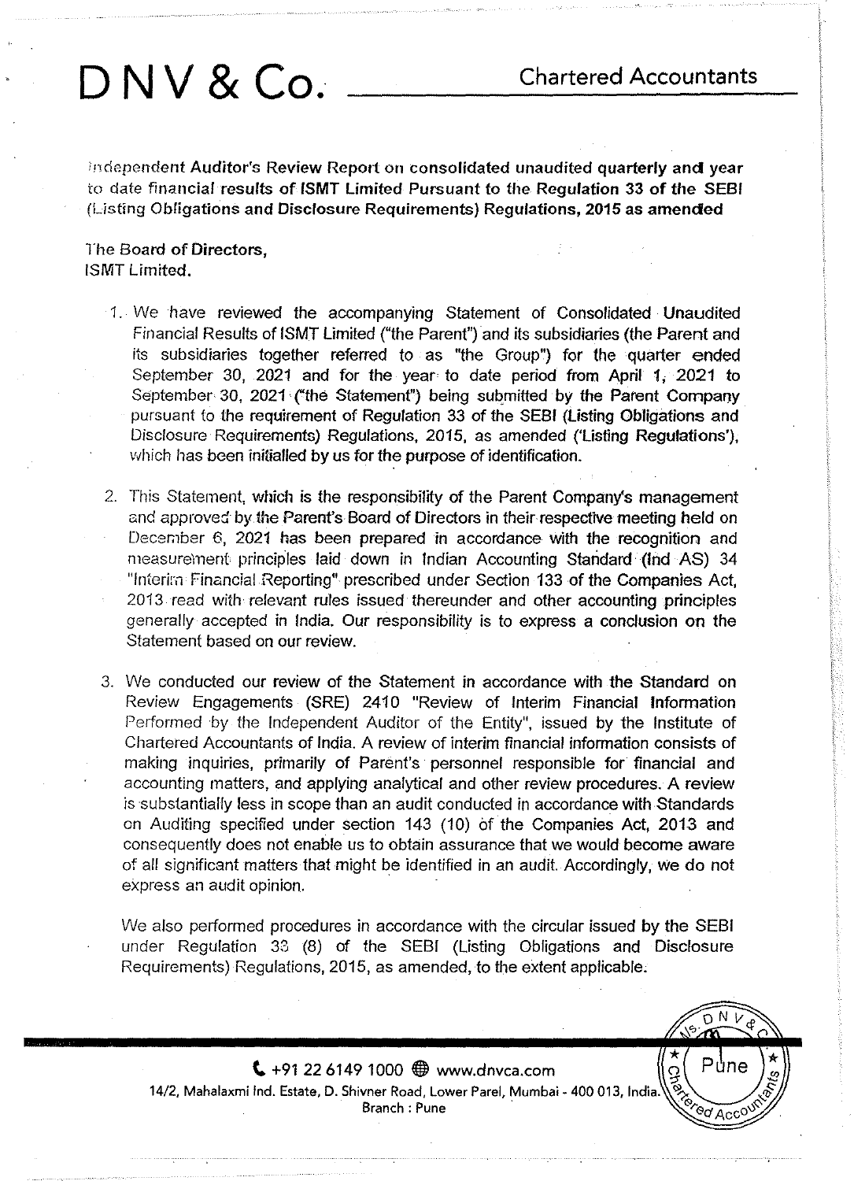# D N V & Co.

Chartered Accountants

**Independent Auditor's Review Report on consolidated unaudited quarterly and year to date financial results of ISMT Limited Pursuant to the Regulation 33 of the SEBI (Listing Obligations and Disclosure Requirements) Regulations, 2015 as amended**

The Board of Directors,
ISMT Limited.

1. We have reviewed the accompanying Statement of Consolidated Unaudited Financial Results of ISMT Limited ("the Parent") and its subsidiaries (the Parent and its subsidiaries together referred to as "the Group") for the quarter ended September 30, 2021 and for the year to date period from April 1, 2021 to September 30, 2021 ("the Statement") being submitted by the Parent Company pursuant to the requirement of Regulation 33 of the SEBI (Listing Obligations and Disclosure Requirements) Regulations, 2015, as amended ('Listing Regulations'), which has been initialled by us for the purpose of identification.

2. This Statement, which is the responsibility of the Parent Company's management and approved by the Parent's Board of Directors in their respective meeting held on December 6, 2021 has been prepared in accordance with the recognition and measurement principles laid down in Indian Accounting Standard (Ind AS) 34 "Interim Financial Reporting" prescribed under Section 133 of the Companies Act, 2013 read with relevant rules issued thereunder and other accounting principles generally accepted in India. Our responsibility is to express a conclusion on the Statement based on our review.

3. We conducted our review of the Statement in accordance with the Standard on Review Engagements (SRE) 2410 "Review of Interim Financial Information Performed by the Independent Auditor of the Entity", issued by the Institute of Chartered Accountants of India. A review of interim financial information consists of making inquiries, primarily of Parent's personnel responsible for financial and accounting matters, and applying analytical and other review procedures. A review is substantially less in scope than an audit conducted in accordance with Standards on Auditing specified under section 143 (10) of the Companies Act, 2013 and consequently does not enable us to obtain assurance that we would become aware of all significant matters that might be identified in an audit. Accordingly, we do not express an audit opinion.

   We also performed procedures in accordance with the circular issued by the SEBI under Regulation 33 (8) of the SEBI (Listing Obligations and Disclosure Requirements) Regulations, 2015, as amended, to the extent applicable.

+91 22 6149 1000 www.dnvca.com
14/2, Mahalaxmi Ind. Estate, D. Shivner Road, Lower Parel, Mumbai - 400 013, India.
Branch : Pune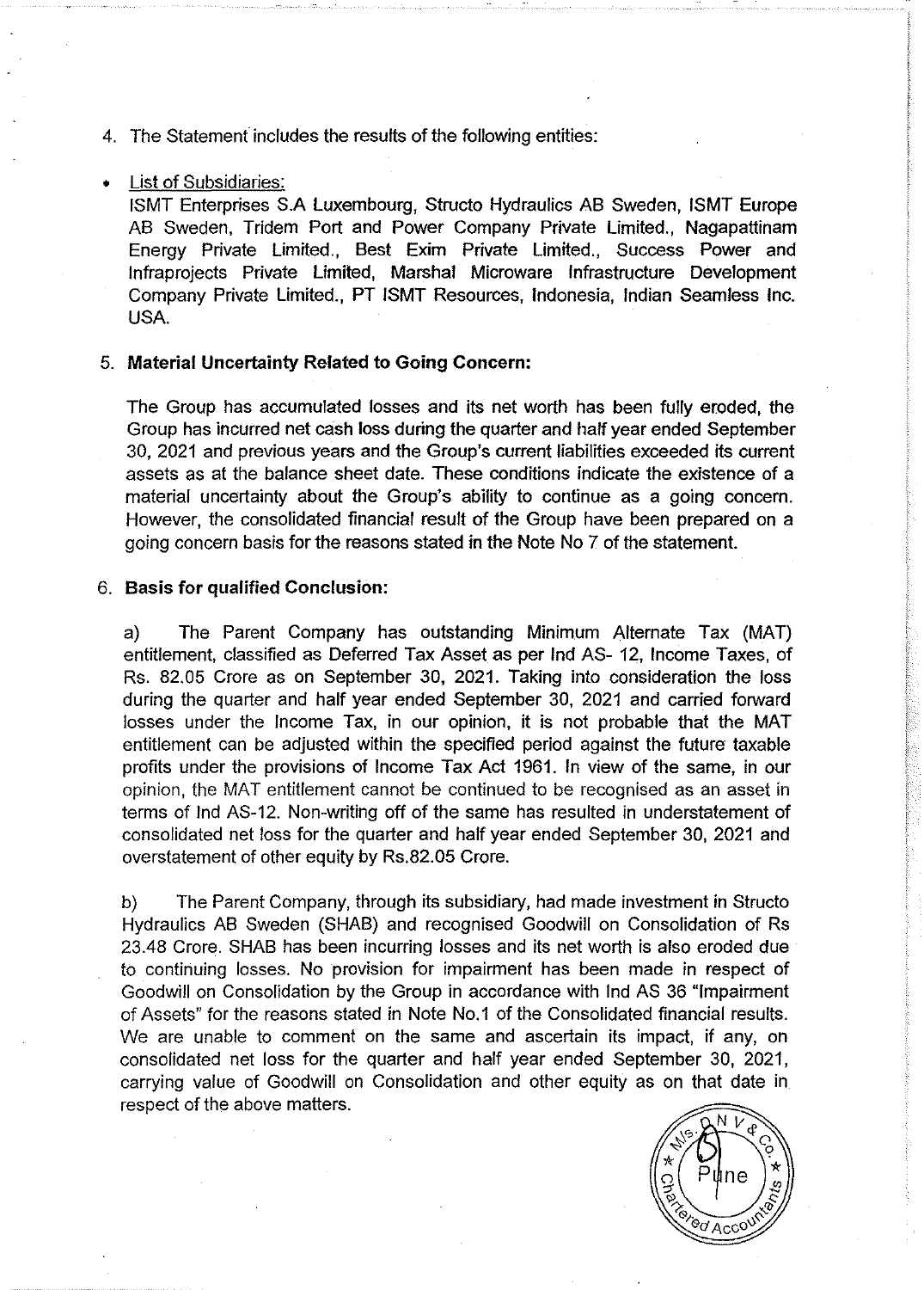4. The Statement includes the results of the following entities:

- List of Subsidiaries:

  ISMT Enterprises S.A Luxembourg, Structo Hydraulics AB Sweden, ISMT Europe AB Sweden, Tridem Port and Power Company Private Limited., Nagapattinam Energy Private Limited., Best Exim Private Limited., Success Power and Infraprojects Private Limited, Marshal Microware Infrastructure Development Company Private Limited., PT ISMT Resources, Indonesia, Indian Seamless Inc. USA.

5. **Material Uncertainty Related to Going Concern:**

   The Group has accumulated losses and its net worth has been fully eroded, the Group has incurred net cash loss during the quarter and half year ended September 30, 2021 and previous years and the Group's current liabilities exceeded its current assets as at the balance sheet date. These conditions indicate the existence of a material uncertainty about the Group's ability to continue as a going concern. However, the consolidated financial result of the Group have been prepared on a going concern basis for the reasons stated in the Note No 7 of the statement.

6. **Basis for qualified Conclusion:**

   a) The Parent Company has outstanding Minimum Alternate Tax (MAT) entitlement, classified as Deferred Tax Asset as per Ind AS- 12, Income Taxes, of Rs. 82.05 Crore as on September 30, 2021. Taking into consideration the loss during the quarter and half year ended September 30, 2021 and carried forward losses under the Income Tax, in our opinion, it is not probable that the MAT entitlement can be adjusted within the specified period against the future taxable profits under the provisions of Income Tax Act 1961. In view of the same, in our opinion, the MAT entitlement cannot be continued to be recognised as an asset in terms of Ind AS-12. Non-writing off of the same has resulted in understatement of consolidated net loss for the quarter and half year ended September 30, 2021 and overstatement of other equity by Rs.82.05 Crore.

   b) The Parent Company, through its subsidiary, had made investment in Structo Hydraulics AB Sweden (SHAB) and recognised Goodwill on Consolidation of Rs 23.48 Crore. SHAB has been incurring losses and its net worth is also eroded due to continuing losses. No provision for impairment has been made in respect of Goodwill on Consolidation by the Group in accordance with Ind AS 36 "Impairment of Assets" for the reasons stated in Note No.1 of the Consolidated financial results. We are unable to comment on the same and ascertain its impact, if any, on consolidated net loss for the quarter and half year ended September 30, 2021, carrying value of Goodwill on Consolidation and other equity as on that date in respect of the above matters.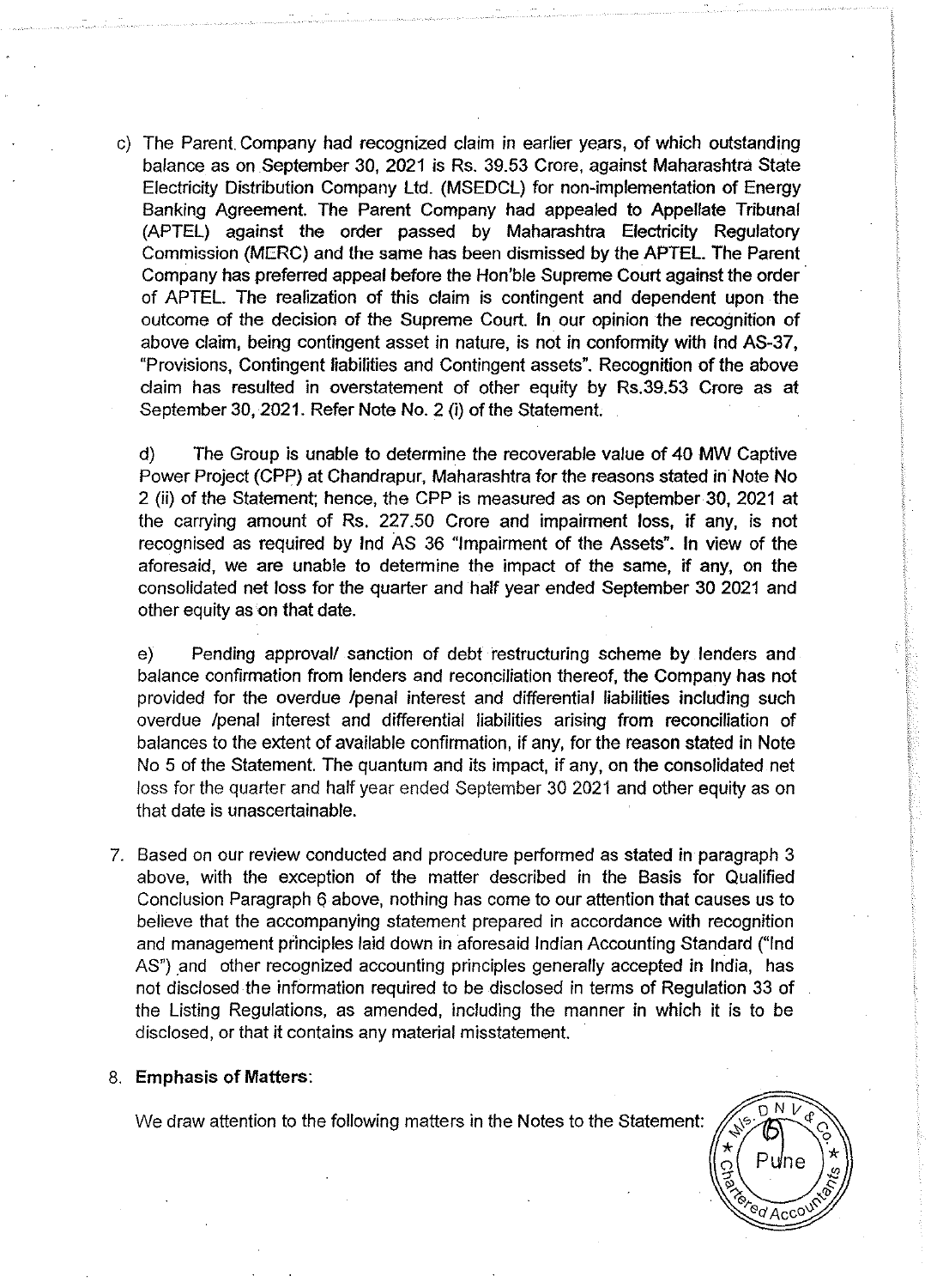c) The Parent Company had recognized claim in earlier years, of which outstanding balance as on September 30, 2021 is Rs. 39.53 Crore, against Maharashtra State Electricity Distribution Company Ltd. (MSEDCL) for non-implementation of Energy Banking Agreement. The Parent Company had appealed to Appellate Tribunal (APTEL) against the order passed by Maharashtra Electricity Regulatory Commission (MERC) and the same has been dismissed by the APTEL. The Parent Company has preferred appeal before the Hon'ble Supreme Court against the order of APTEL. The realization of this claim is contingent and dependent upon the outcome of the decision of the Supreme Court. In our opinion the recognition of above claim, being contingent asset in nature, is not in conformity with Ind AS-37, "Provisions, Contingent liabilities and Contingent assets". Recognition of the above claim has resulted in overstatement of other equity by Rs.39.53 Crore as at September 30, 2021. Refer Note No. 2 (i) of the Statement.

d) The Group is unable to determine the recoverable value of 40 MW Captive Power Project (CPP) at Chandrapur, Maharashtra for the reasons stated in Note No 2 (ii) of the Statement; hence, the CPP is measured as on September 30, 2021 at the carrying amount of Rs. 227.50 Crore and impairment loss, if any, is not recognised as required by Ind AS 36 "Impairment of the Assets". In view of the aforesaid, we are unable to determine the impact of the same, if any, on the consolidated net loss for the quarter and half year ended September 30 2021 and other equity as on that date.

e) Pending approval/ sanction of debt restructuring scheme by lenders and balance confirmation from lenders and reconciliation thereof, the Company has not provided for the overdue /penal interest and differential liabilities including such overdue /penal interest and differential liabilities arising from reconciliation of balances to the extent of available confirmation, if any, for the reason stated in Note No 5 of the Statement. The quantum and its impact, if any, on the consolidated net loss for the quarter and half year ended September 30 2021 and other equity as on that date is unascertainable.

7. Based on our review conducted and procedure performed as stated in paragraph 3 above, with the exception of the matter described in the Basis for Qualified Conclusion Paragraph 6 above, nothing has come to our attention that causes us to believe that the accompanying statement prepared in accordance with recognition and management principles laid down in aforesaid Indian Accounting Standard ("Ind AS") and other recognized accounting principles generally accepted in India, has not disclosed the information required to be disclosed in terms of Regulation 33 of the Listing Regulations, as amended, including the manner in which it is to be disclosed, or that it contains any material misstatement.

8. **Emphasis of Matters**:

We draw attention to the following matters in the Notes to the Statement: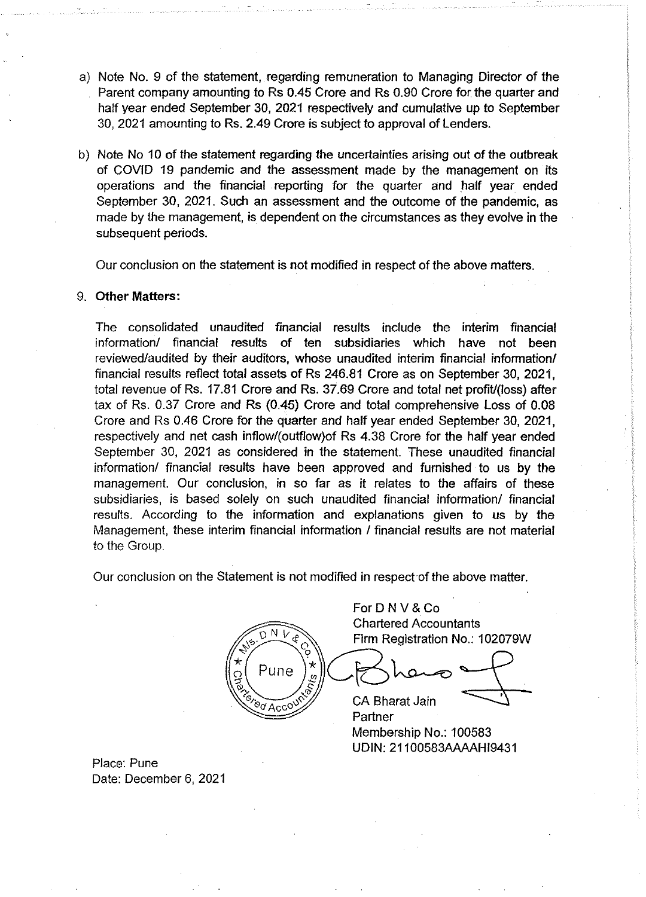a) Note No. 9 of the statement, regarding remuneration to Managing Director of the Parent company amounting to Rs 0.45 Crore and Rs 0.90 Crore for the quarter and half year ended September 30, 2021 respectively and cumulative up to September 30, 2021 amounting to Rs. 2.49 Crore is subject to approval of Lenders.

b) Note No 10 of the statement regarding the uncertainties arising out of the outbreak of COVID 19 pandemic and the assessment made by the management on its operations and the financial reporting for the quarter and half year ended September 30, 2021. Such an assessment and the outcome of the pandemic, as made by the management, is dependent on the circumstances as they evolve in the subsequent periods.

Our conclusion on the statement is not modified in respect of the above matters.

9. **Other Matters:**

The consolidated unaudited financial results include the interim financial information/ financial results of ten subsidiaries which have not been reviewed/audited by their auditors, whose unaudited interim financial information/ financial results reflect total assets of Rs 246.81 Crore as on September 30, 2021, total revenue of Rs. 17.81 Crore and Rs. 37.69 Crore and total net profit/(loss) after tax of Rs. 0.37 Crore and Rs (0.45) Crore and total comprehensive Loss of 0.08 Crore and Rs 0.46 Crore for the quarter and half year ended September 30, 2021, respectively and net cash inflow/(outflow)of Rs 4.38 Crore for the half year ended September 30, 2021 as considered in the statement. These unaudited financial information/ financial results have been approved and furnished to us by the management. Our conclusion, in so far as it relates to the affairs of these subsidiaries, is based solely on such unaudited financial information/ financial results. According to the information and explanations given to us by the Management, these interim financial information / financial results are not material to the Group.

Our conclusion on the Statement is not modified in respect of the above matter.

For D N V & Co
Chartered Accountants
Firm Registration No.: 102079W

CA Bharat Jain
Partner
Membership No.: 100583
UDIN: 21100583AAAAHI9431

Place: Pune
Date: December 6, 2021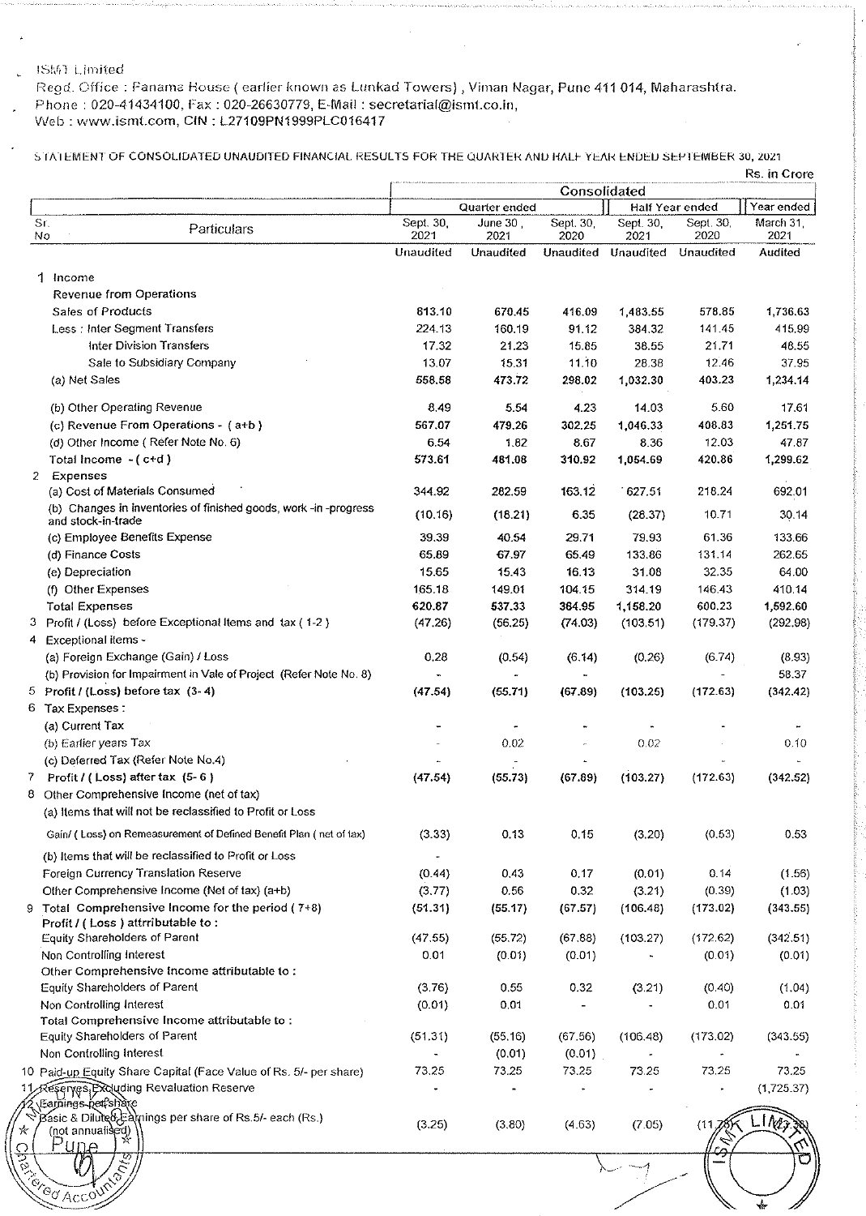ISMT Limited

Regd. Office : Panama House ( earlier known as Lunkad Towers) , Viman Nagar, Pune 411 014, Maharashtra.
Phone : 020-41434100, Fax : 020-26630779, E-Mail : secretarial@ismt.co.in,
Web : www.ismt.com, CIN : L27109PN1999PLC016417

STATEMENT OF CONSOLIDATED UNAUDITED FINANCIAL RESULTS FOR THE QUARTER AND HALF YEAR ENDED SEPTEMBER 30, 2021

Rs. in Crore

| | | Consolidated | | | | | |
|---|---|---|---|---|---|---|---|
| | | Quarter ended | | | Half Year ended | | Year ended |
| Sr. No | Particulars | Sept. 30, 2021 | June 30, 2021 | Sept. 30, 2020 | Sept. 30, 2021 | Sept. 30, 2020 | March 31, 2021 |
| | | Unaudited | Unaudited | Unaudited | Unaudited | Unaudited | Audited |
| 1 | Income | | | | | | |
| | Revenue from Operations | | | | | | |
| | Sales of Products | 813.10 | 670.45 | 416.09 | 1,483.55 | 578.85 | 1,736.63 |
| | Less : Inter Segment Transfers | 224.13 | 160.19 | 91.12 | 384.32 | 141.45 | 415.99 |
| | Inter Division Transfers | 17.32 | 21.23 | 15.85 | 38.55 | 21.71 | 48.55 |
| | Sale to Subsidiary Company | 13.07 | 15.31 | 11.10 | 28.38 | 12.46 | 37.95 |
| | (a) Net Sales | 558.58 | 473.72 | 298.02 | 1,032.30 | 403.23 | 1,234.14 |
| | (b) Other Operating Revenue | 8.49 | 5.54 | 4.23 | 14.03 | 5.60 | 17.61 |
| | (c) Revenue From Operations - ( a+b ) | 567.07 | 479.26 | 302.25 | 1,046.33 | 408.83 | 1,251.75 |
| | (d) Other Income ( Refer Note No. 6) | 6.54 | 1.82 | 8.67 | 8.36 | 12.03 | 47.87 |
| | Total Income - ( c+d ) | 573.61 | 481.08 | 310.92 | 1,054.69 | 420.86 | 1,299.62 |
| 2 | Expenses | | | | | | |
| | (a) Cost of Materials Consumed | 344.92 | 282.59 | 163.12 | 627.51 | 218.24 | 692.01 |
| | (b) Changes in inventories of finished goods, work -in -progress and stock-in-trade | (10.16) | (18.21) | 6.35 | (28.37) | 10.71 | 30.14 |
| | (c) Employee Benefits Expense | 39.39 | 40.54 | 29.71 | 79.93 | 61.36 | 133.66 |
| | (d) Finance Costs | 65.89 | 67.97 | 65.49 | 133.86 | 131.14 | 262.65 |
| | (e) Depreciation | 15.65 | 15.43 | 16.13 | 31.08 | 32.35 | 64.00 |
| | (f) Other Expenses | 165.18 | 149.01 | 104.15 | 314.19 | 146.43 | 410.14 |
| | Total Expenses | 620.87 | 537.33 | 384.95 | 1,158.20 | 600.23 | 1,592.60 |
| 3 | Profit / (Loss) before Exceptional Items and tax ( 1-2 ) | (47.26) | (56.25) | (74.03) | (103.51) | (179.37) | (292.98) |
| 4 | Exceptional items - | | | | | | |
| | (a) Foreign Exchange (Gain) / Loss | 0.28 | (0.54) | (6.14) | (0.26) | (6.74) | (8.93) |
| | (b) Provision for Impairment in Vale of Project (Refer Note No. 8) | - | - | - | - | - | 58.37 |
| 5 | Profit / (Loss) before tax (3- 4) | (47.54) | (55.71) | (67.89) | (103.25) | (172.63) | (342.42) |
| 6 | Tax Expenses : | | | | | | |
| | (a) Current Tax | - | - | - | - | - | - |
| | (b) Earlier years Tax | - | 0.02 | - | 0.02 | - | 0.10 |
| | (c) Deferred Tax (Refer Note No.4) | - | - | - | - | - | - |
| 7 | Profit / ( Loss) after tax (5- 6 ) | (47.54) | (55.73) | (67.89) | (103.27) | (172.63) | (342.52) |
| 8 | Other Comprehensive Income (net of tax) | | | | | | |
| | (a) Items that will not be reclassified to Profit or Loss | | | | | | |
| | Gain/ ( Loss) on Remeasurement of Defined Benefit Plan ( net of tax) | (3.33) | 0.13 | 0.15 | (3.20) | (0.53) | 0.53 |
| | (b) Items that will be reclassified to Profit or Loss | - | | | | | |
| | Foreign Currency Translation Reserve | (0.44) | 0.43 | 0.17 | (0.01) | 0.14 | (1.56) |
| | Other Comprehensive Income (Net of tax) (a+b) | (3.77) | 0.56 | 0.32 | (3.21) | (0.39) | (1.03) |
| 9 | Total Comprehensive Income for the period ( 7+8) | (51.31) | (55.17) | (67.57) | (106.48) | (173.02) | (343.55) |
| | Profit / ( Loss ) attrributable to : | | | | | | |
| | Equity Shareholders of Parent | (47.55) | (55.72) | (67.88) | (103.27) | (172.62) | (342.51) |
| | Non Controlling Interest | 0.01 | (0.01) | (0.01) | - | (0.01) | (0.01) |
| | Other Comprehensive Income attributable to : | | | | | | |
| | Equity Shareholders of Parent | (3.76) | 0.55 | 0.32 | (3.21) | (0.40) | (1.04) |
| | Non Controlling Interest | (0.01) | 0.01 | - | - | 0.01 | 0.01 |
| | Total Comprehensive Income attributable to : | | | | | | |
| | Equity Shareholders of Parent | (51.31) | (55.16) | (67.56) | (106.48) | (173.02) | (343.55) |
| | Non Controlling Interest | - | (0.01) | (0.01) | - | - | - |
| 10 | Paid-up Equity Share Capital (Face Value of Rs. 5/- per share) | 73.25 | 73.25 | 73.25 | 73.25 | 73.25 | 73.25 |
| 11 | Reserves Excluding Revaluation Reserve | - | - | - | - | - | (1,725.37) |
| 12 | Earnings per share | | | | | | |
| | Basic & Diluted Earnings per share of Rs.5/- each (Rs.) (not annualised) | (3.25) | (3.80) | (4.63) | (7.05) | (11.78) | |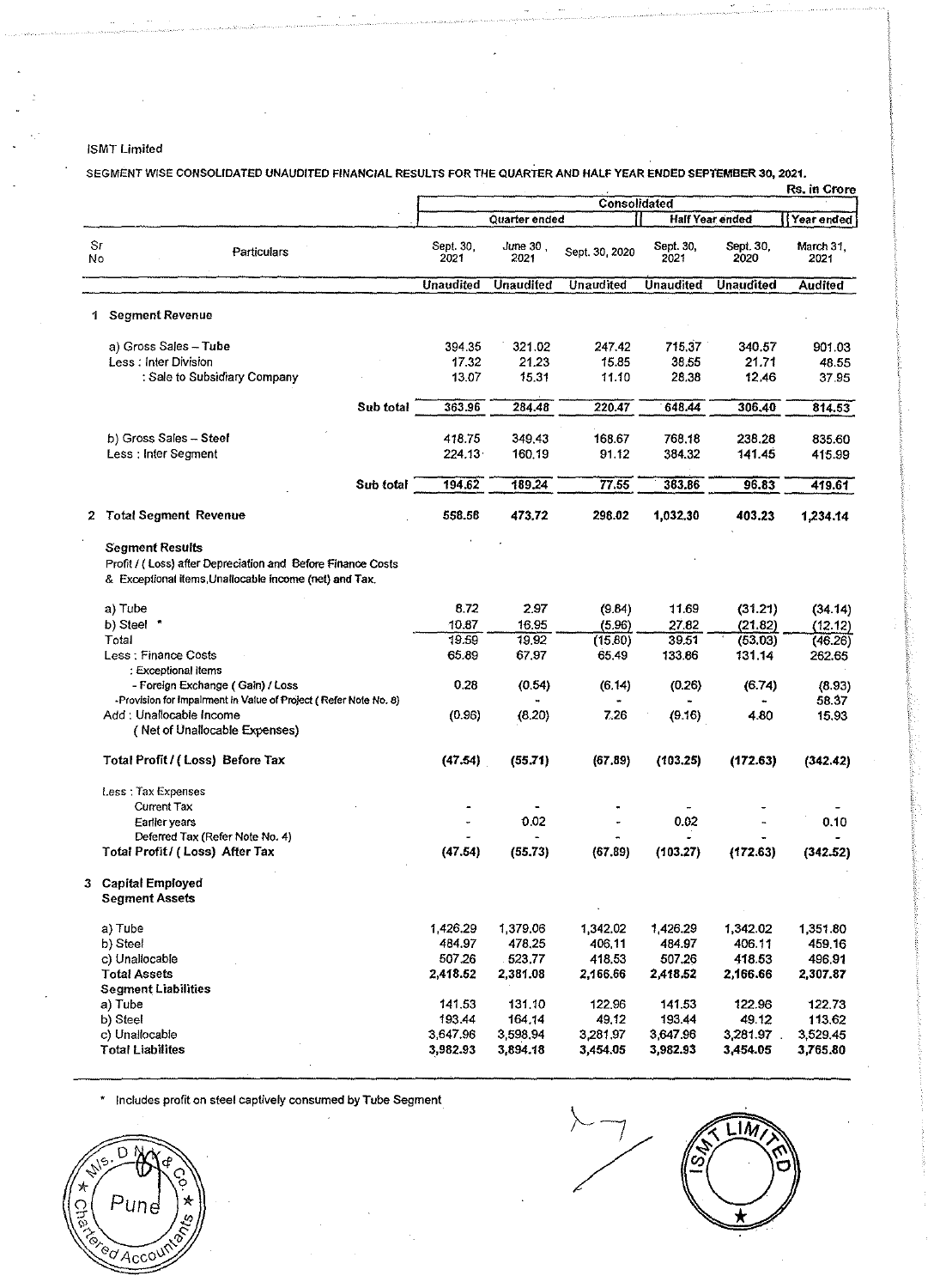ISMT Limited

SEGMENT WISE CONSOLIDATED UNAUDITED FINANCIAL RESULTS FOR THE QUARTER AND HALF YEAR ENDED SEPTEMBER 30, 2021.

Rs. in Crore

| Sr No | Particulars | Consolidated | | | | | |
|---|---|---|---|---|---|---|---|
| | | Quarter ended | | | Half Year ended | | Year ended |
| | | Sept. 30, 2021 | June 30, 2021 | Sept. 30, 2020 | Sept. 30, 2021 | Sept. 30, 2020 | March 31, 2021 |
| | | Unaudited | Unaudited | Unaudited | Unaudited | Unaudited | Audited |
| 1 | **Segment Revenue** | | | | | | |
| | a) Gross Sales – Tube | 394.35 | 321.02 | 247.42 | 715.37 | 340.57 | 901.03 |
| | Less : Inter Division | 17.32 | 21.23 | 15.85 | 38.55 | 21.71 | 48.55 |
| | : Sale to Subsidiary Company | 13.07 | 15.31 | 11.10 | 28.38 | 12.46 | 37.95 |
| | Sub total | 363.96 | 284.48 | 220.47 | 648.44 | 306.40 | 814.53 |
| | b) Gross Sales – Steel | 418.75 | 349.43 | 168.67 | 768.18 | 238.28 | 835.60 |
| | Less : Inter Segment | 224.13 | 160.19 | 91.12 | 384.32 | 141.45 | 415.99 |
| | Sub total | 194.62 | 189.24 | 77.55 | 383.86 | 96.83 | 419.61 |
| 2 | **Total Segment Revenue** | 558.58 | 473.72 | 298.02 | 1,032.30 | 403.23 | 1,234.14 |
| | **Segment Results** Profit / ( Loss) after Depreciation and Before Finance Costs & Exceptional items, Unallocable income (net) and Tax. | | | | | | |
| | a) Tube | 8.72 | 2.97 | (9.84) | 11.69 | (31.21) | (34.14) |
| | b) Steel * | 10.87 | 16.95 | (5.96) | 27.82 | (21.82) | (12.12) |
| | Total | 19.59 | 19.92 | (15.80) | 39.51 | (53.03) | (46.26) |
| | Less : Finance Costs | 65.89 | 67.97 | 65.49 | 133.86 | 131.14 | 262.65 |
| | : Exceptional items | | | | | | |
| | - Foreign Exchange ( Gain) / Loss | 0.28 | (0.54) | (6.14) | (0.26) | (6.74) | (8.93) |
| | -Provision for Impairment in Value of Project ( Refer Note No. 8) | - | - | - | - | - | 58.37 |
| | Add : Unallocable Income ( Net of Unallocable Expenses) | (0.96) | (8.20) | 7.26 | (9.16) | 4.80 | 15.93 |
| | **Total Profit / ( Loss) Before Tax** | (47.54) | (55.71) | (67.89) | (103.25) | (172.63) | (342.42) |
| | Less : Tax Expenses | | | | | | |
| | Current Tax | - | - | - | - | - | - |
| | Earlier years | - | 0.02 | - | 0.02 | - | 0.10 |
| | Deferred Tax (Refer Note No. 4) | - | - | - | - | - | - |
| | **Total Profit / ( Loss) After Tax** | (47.54) | (55.73) | (67.89) | (103.27) | (172.63) | (342.52) |
| 3 | **Capital Employed** | | | | | | |
| | **Segment Assets** | | | | | | |
| | a) Tube | 1,426.29 | 1,379.06 | 1,342.02 | 1,426.29 | 1,342.02 | 1,351.80 |
| | b) Steel | 484.97 | 478.25 | 406.11 | 484.97 | 406.11 | 459.16 |
| | c) Unallocable | 507.26 | 523.77 | 418.53 | 507.26 | 418.53 | 496.91 |
| | **Total Assets** | 2,418.52 | 2,381.08 | 2,166.66 | 2,418.52 | 2,166.66 | 2,307.87 |
| | **Segment Liabilities** | | | | | | |
| | a) Tube | 141.53 | 131.10 | 122.96 | 141.53 | 122.96 | 122.73 |
| | b) Steel | 193.44 | 164.14 | 49.12 | 193.44 | 49.12 | 113.62 |
| | c) Unallocable | 3,647.96 | 3,598.94 | 3,281.97 | 3,647.96 | 3,281.97 | 3,529.45 |
| | **Total Liabilites** | 3,982.93 | 3,894.18 | 3,454.05 | 3,982.93 | 3,454.05 | 3,765.80 |

\* Includes profit on steel captively consumed by Tube Segment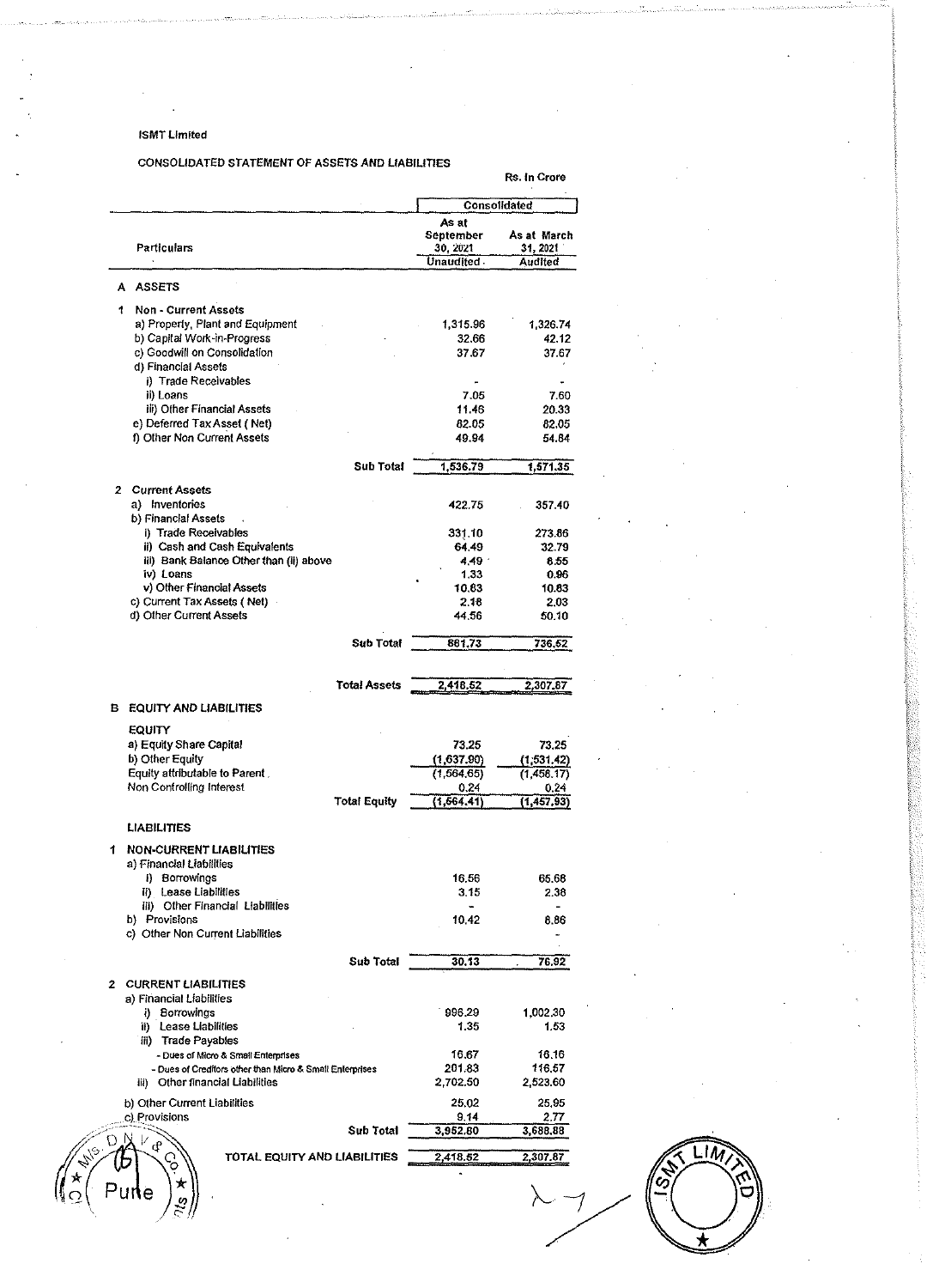ISMT Limited

CONSOLIDATED STATEMENT OF ASSETS AND LIABILITIES

Rs. In Crore

| Particulars | | Consolidated | |
|---|---|---|---|
| | | As at September 30, 2021 | As at March 31, 2021 |
| | | Unaudited | Audited |
| **A ASSETS** | | | |
| **1 Non - Current Assets** | | | |
| a) Property, Plant and Equipment | | 1,315.96 | 1,326.74 |
| b) Capital Work-in-Progress | | 32.66 | 42.12 |
| c) Goodwill on Consolidation | | 37.67 | 37.67 |
| d) Financial Assets | | | |
| i) Trade Receivables | | - | - |
| ii) Loans | | 7.05 | 7.60 |
| iii) Other Financial Assets | | 11.46 | 20.33 |
| e) Deferred Tax Asset ( Net) | | 82.05 | 82.05 |
| f) Other Non Current Assets | | 49.94 | 54.84 |
| | Sub Total | 1,536.79 | 1,571.35 |
| **2 Current Assets** | | | |
| a) Inventories | | 422.75 | 357.40 |
| b) Financial Assets | | | |
| i) Trade Receivables | | 331.10 | 273.86 |
| ii) Cash and Cash Equivalents | | 64.49 | 32.79 |
| iii) Bank Balance Other than (ii) above | | 4.49 | 6.55 |
| iv) Loans | | 1.33 | 0.96 |
| v) Other Financial Assets | | 10.83 | 10.83 |
| c) Current Tax Assets ( Net) | | 2.18 | 2.03 |
| d) Other Current Assets | | 44.56 | 50.10 |
| | Sub Total | 881.73 | 736.52 |
| | Total Assets | 2,418.52 | 2,307.87 |
| **B EQUITY AND LIABILITIES** | | | |
| **EQUITY** | | | |
| a) Equity Share Capital | | 73.25 | 73.25 |
| b) Other Equity | | (1,637.90) | (1,531.42) |
| Equity attributable to Parent | | (1,564.65) | (1,458.17) |
| Non Controlling Interest | | 0.24 | 0.24 |
| | Total Equity | (1,564.41) | (1,457.93) |
| **LIABILITIES** | | | |
| **1 NON-CURRENT LIABILITIES** | | | |
| a) Financial Liabilities | | | |
| i) Borrowings | | 16.56 | 65.68 |
| ii) Lease Liabilities | | 3.15 | 2.38 |
| iii) Other Financial Liabilities | | - | - |
| b) Provisions | | 10.42 | 8.86 |
| c) Other Non Current Liabilities | | | - |
| | Sub Total | 30.13 | 76.92 |
| **2 CURRENT LIABILITIES** | | | |
| a) Financial Liabilities | | | |
| i) Borrowings | | 996.29 | 1,002.30 |
| ii) Lease Liabilities | | 1.35 | 1.53 |
| iii) Trade Payables | | | |
| - Dues of Micro & Small Enterprises | | 16.67 | 16.16 |
| - Dues of Creditors other than Micro & Small Enterprises | | 201.83 | 116.57 |
| iii) Other financial Liabilities | | 2,702.50 | 2,523.60 |
| b) Other Current Liabilities | | 25.02 | 25.95 |
| c) Provisions | | 9.14 | 2.77 |
| | Sub Total | 3,952.80 | 3,688.88 |
| | TOTAL EQUITY AND LIABILITIES | 2,418.52 | 2,307.87 |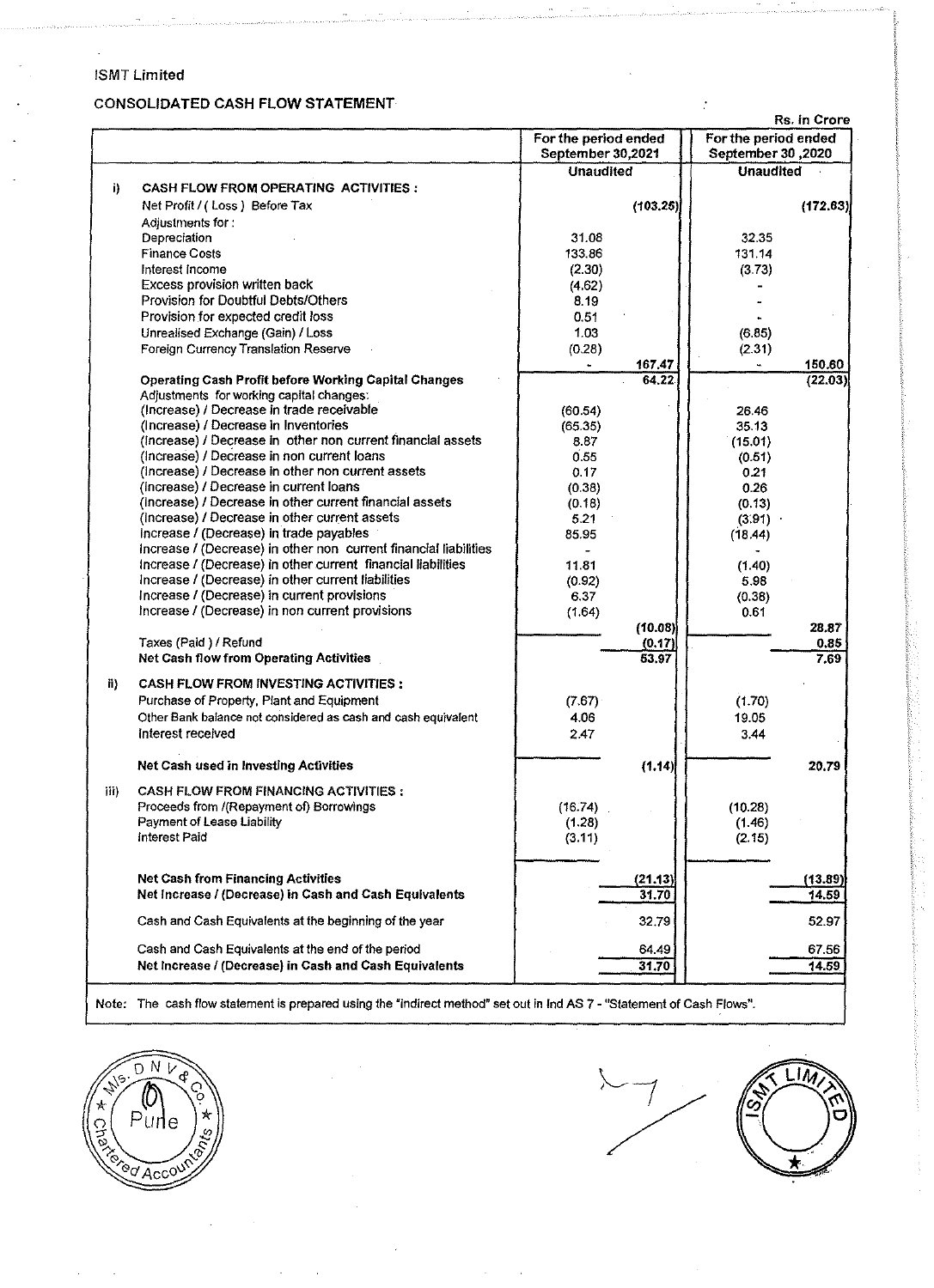ISMT Limited

## CONSOLIDATED CASH FLOW STATEMENT

Rs. in Crore

| | | For the period ended September 30,2021 | | For the period ended September 30 ,2020 | |
|---|---|---|---|---|---|
| | | Unaudited | | Unaudited | |
| i) | **CASH FLOW FROM OPERATING ACTIVITIES :** | | | | |
| | Net Profit / ( Loss ) Before Tax | | (103.25) | | (172.63) |
| | Adjustments for : | | | | |
| | Depreciation | 31.08 | | 32.35 | |
| | Finance Costs | 133.86 | | 131.14 | |
| | Interest Income | (2.30) | | (3.73) | |
| | Excess provision written back | (4.62) | | - | |
| | Provision for Doubtful Debts/Others | 8.19 | | - | |
| | Provision for expected credit loss | 0.51 | | - | |
| | Unrealised Exchange (Gain) / Loss | 1.03 | | (6.85) | |
| | Foreign Currency Translation Reserve | (0.28) | | (2.31) | |
| | | - | 167.47 | - | 150.60 |
| | **Operating Cash Profit before Working Capital Changes** | | 64.22 | | (22.03) |
| | Adjustments for working capital changes: | | | | |
| | (Increase) / Decrease in trade receivable | (60.54) | | 26.46 | |
| | (Increase) / Decrease in Inventories | (65.35) | | 35.13 | |
| | (Increase) / Decrease in other non current financial assets | 8.87 | | (15.01) | |
| | (Increase) / Decrease in non current loans | 0.55 | | (0.51) | |
| | (Increase) / Decrease in other non current assets | 0.17 | | 0.21 | |
| | (Increase) / Decrease in current loans | (0.38) | | 0.26 | |
| | (Increase) / Decrease in other current financial assets | (0.18) | | (0.13) | |
| | (Increase) / Decrease in other current assets | 5.21 | | (3.91) | |
| | Increase / (Decrease) in trade payables | 85.95 | | (18.44) | |
| | Increase / (Decrease) in other non current financial liabilities | - | | - | |
| | Increase / (Decrease) in other current financial liabilities | 11.81 | | (1.40) | |
| | Increase / (Decrease) in other current liabilities | (0.92) | | 5.98 | |
| | Increase / (Decrease) in current provisions | 6.37 | | (0.38) | |
| | Increase / (Decrease) in non current provisions | (1.64) | | 0.61 | |
| | | | (10.08) | | 28.87 |
| | Taxes (Paid ) / Refund | | (0.17) | | 0.85 |
| | **Net Cash flow from Operating Activities** | | 53.97 | | 7.69 |
| ii) | **CASH FLOW FROM INVESTING ACTIVITIES :** | | | | |
| | Purchase of Property, Plant and Equipment | (7.67) | | (1.70) | |
| | Other Bank balance not considered as cash and cash equivalent | 4.06 | | 19.05 | |
| | Interest received | 2.47 | | 3.44 | |
| | **Net Cash used in Investing Activities** | | (1.14) | | 20.79 |
| iii) | **CASH FLOW FROM FINANCING ACTIVITIES :** | | | | |
| | Proceeds from /(Repayment of) Borrowings | (16.74) | | (10.28) | |
| | Payment of Lease Liability | (1.28) | | (1.46) | |
| | Interest Paid | (3.11) | | (2.15) | |
| | **Net Cash from Financing Activities** | | (21.13) | | (13.89) |
| | **Net Increase / (Decrease) in Cash and Cash Equivalents** | | 31.70 | | 14.59 |
| | Cash and Cash Equivalents at the beginning of the year | | 32.79 | | 52.97 |
| | Cash and Cash Equivalents at the end of the period | | 64.49 | | 67.56 |
| | **Net Increase / (Decrease) in Cash and Cash Equivalents** | | 31.70 | | 14.59 |

Note: The cash flow statement is prepared using the "indirect method" set out in Ind AS 7 - "Statement of Cash Flows".

M/s. D N V & Co. Chartered Accountants Pune

ISMT LIMITED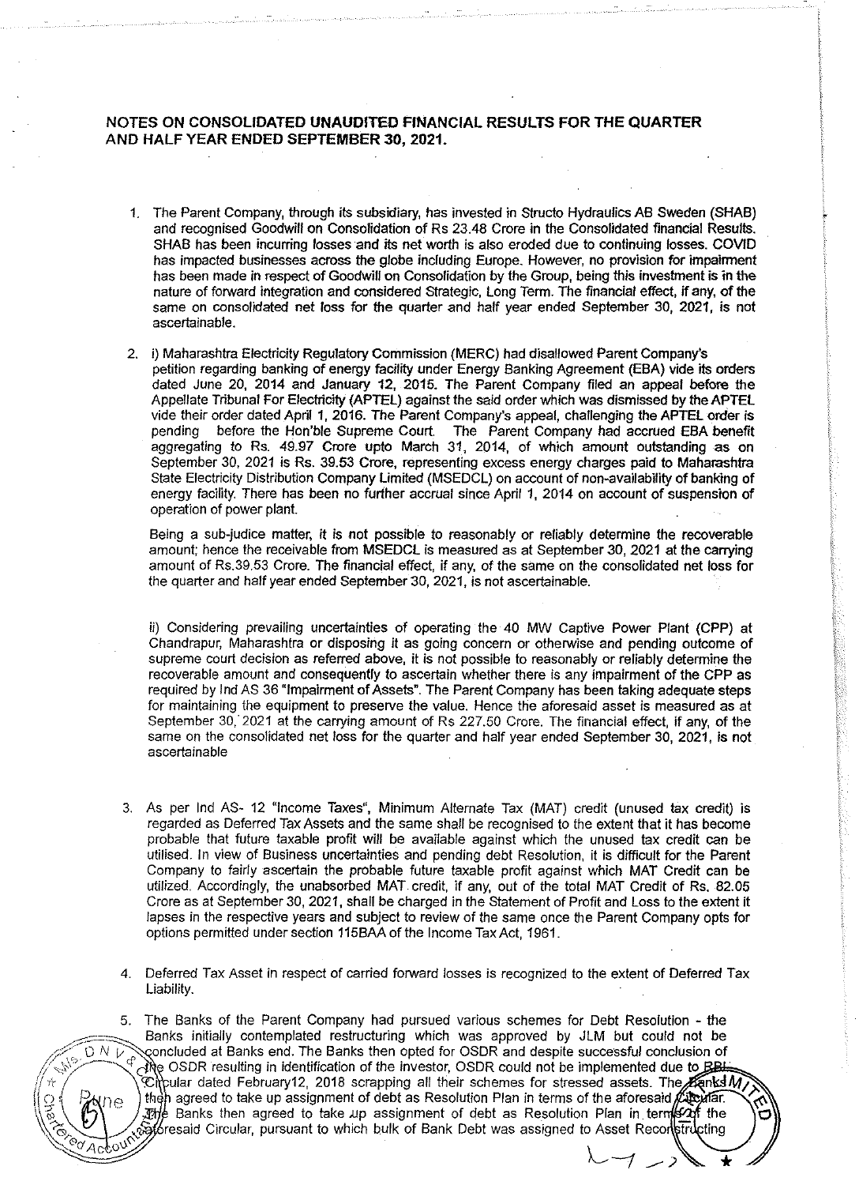## NOTES ON CONSOLIDATED UNAUDITED FINANCIAL RESULTS FOR THE QUARTER AND HALF YEAR ENDED SEPTEMBER 30, 2021.

1. The Parent Company, through its subsidiary, has invested in Structo Hydraulics AB Sweden (SHAB) and recognised Goodwill on Consolidation of Rs 23.48 Crore in the Consolidated financial Results. SHAB has been incurring losses and its net worth is also eroded due to continuing losses. COVID has impacted businesses across the globe including Europe. However, no provision for impairment has been made in respect of Goodwill on Consolidation by the Group, being this investment is in the nature of forward integration and considered Strategic, Long Term. The financial effect, if any, of the same on consolidated net loss for the quarter and half year ended September 30, 2021, is not ascertainable.

2. i) Maharashtra Electricity Regulatory Commission (MERC) had disallowed Parent Company's petition regarding banking of energy facility under Energy Banking Agreement (EBA) vide its orders dated June 20, 2014 and January 12, 2015. The Parent Company filed an appeal before the Appellate Tribunal For Electricity (APTEL) against the said order which was dismissed by the APTEL vide their order dated April 1, 2016. The Parent Company's appeal, challenging the APTEL order is pending before the Hon'ble Supreme Court. The Parent Company had accrued EBA benefit aggregating to Rs. 49.97 Crore upto March 31, 2014, of which amount outstanding as on September 30, 2021 is Rs. 39.53 Crore, representing excess energy charges paid to Maharashtra State Electricity Distribution Company Limited (MSEDCL) on account of non-availability of banking of energy facility. There has been no further accrual since April 1, 2014 on account of suspension of operation of power plant.

   Being a sub-judice matter, it is not possible to reasonably or reliably determine the recoverable amount; hence the receivable from MSEDCL is measured as at September 30, 2021 at the carrying amount of Rs.39.53 Crore. The financial effect, if any, of the same on the consolidated net loss for the quarter and half year ended September 30, 2021, is not ascertainable.

   ii) Considering prevailing uncertainties of operating the 40 MW Captive Power Plant (CPP) at Chandrapur, Maharashtra or disposing it as going concern or otherwise and pending outcome of supreme court decision as referred above, it is not possible to reasonably or reliably determine the recoverable amount and consequently to ascertain whether there is any impairment of the CPP as required by Ind AS 36 "Impairment of Assets". The Parent Company has been taking adequate steps for maintaining the equipment to preserve the value. Hence the aforesaid asset is measured as at September 30, 2021 at the carrying amount of Rs 227.50 Crore. The financial effect, if any, of the same on the consolidated net loss for the quarter and half year ended September 30, 2021, is not ascertainable

3. As per Ind AS- 12 "Income Taxes", Minimum Alternate Tax (MAT) credit (unused tax credit) is regarded as Deferred Tax Assets and the same shall be recognised to the extent that it has become probable that future taxable profit will be available against which the unused tax credit can be utilised. In view of Business uncertainties and pending debt Resolution, it is difficult for the Parent Company to fairly ascertain the probable future taxable profit against which MAT Credit can be utilized. Accordingly, the unabsorbed MAT credit, if any, out of the total MAT Credit of Rs. 82.05 Crore as at September 30, 2021, shall be charged in the Statement of Profit and Loss to the extent it lapses in the respective years and subject to review of the same once the Parent Company opts for options permitted under section 115BAA of the Income Tax Act, 1961.

4. Deferred Tax Asset in respect of carried forward losses is recognized to the extent of Deferred Tax Liability.

5. The Banks of the Parent Company had pursued various schemes for Debt Resolution - the Banks initially contemplated restructuring which was approved by JLM but could not be concluded at Banks end. The Banks then opted for OSDR and despite successful conclusion of the OSDR resulting in identification of the investor, OSDR could not be implemented due to RBI Circular dated February12, 2018 scrapping all their schemes for stressed assets. The Banks then agreed to take up assignment of debt as Resolution Plan in terms of the aforesaid Circular. The Banks then agreed to take up assignment of debt as Resolution Plan in terms of the aforesaid Circular, pursuant to which bulk of Bank Debt was assigned to Asset Reconstructing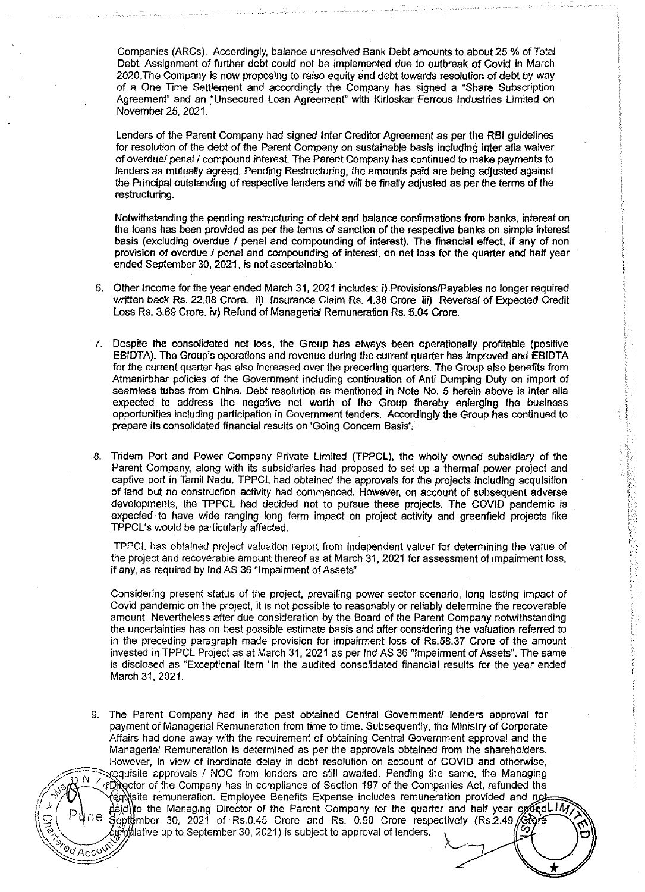Companies (ARCs). Accordingly, balance unresolved Bank Debt amounts to about 25 % of Total Debt. Assignment of further debt could not be implemented due to outbreak of Covid in March 2020.The Company is now proposing to raise equity and debt towards resolution of debt by way of a One Time Settlement and accordingly the Company has signed a "Share Subscription Agreement" and an "Unsecured Loan Agreement" with Kirloskar Ferrous Industries Limited on November 25, 2021.

Lenders of the Parent Company had signed Inter Creditor Agreement as per the RBI guidelines for resolution of the debt of the Parent Company on sustainable basis including inter alia waiver of overdue/ penal / compound interest. The Parent Company has continued to make payments to lenders as mutually agreed. Pending Restructuring, the amounts paid are being adjusted against the Principal outstanding of respective lenders and will be finally adjusted as per the terms of the restructuring.

Notwithstanding the pending restructuring of debt and balance confirmations from banks, interest on the loans has been provided as per the terms of sanction of the respective banks on simple interest basis (excluding overdue / penal and compounding of interest). The financial effect, if any of non provision of overdue / penal and compounding of interest, on net loss for the quarter and half year ended September 30, 2021, is not ascertainable.

6. Other Income for the year ended March 31, 2021 includes: i) Provisions/Payables no longer required written back Rs. 22.08 Crore. ii) Insurance Claim Rs. 4.38 Crore. iii) Reversal of Expected Credit Loss Rs. 3.69 Crore. iv) Refund of Managerial Remuneration Rs. 5.04 Crore.

7. Despite the consolidated net loss, the Group has always been operationally profitable (positive EBIDTA). The Group's operations and revenue during the current quarter has improved and EBIDTA for the current quarter has also increased over the preceding quarters. The Group also benefits from Atmanirbhar policies of the Government including continuation of Anti Dumping Duty on import of seamless tubes from China. Debt resolution as mentioned in Note No. 5 herein above is inter alia expected to address the negative net worth of the Group thereby enlarging the business opportunities including participation in Government tenders. Accordingly the Group has continued to prepare its consolidated financial results on 'Going Concern Basis'.

8. Tridem Port and Power Company Private Limited (TPPCL), the wholly owned subsidiary of the Parent Company, along with its subsidiaries had proposed to set up a thermal power project and captive port in Tamil Nadu. TPPCL had obtained the approvals for the projects including acquisition of land but no construction activity had commenced. However, on account of subsequent adverse developments, the TPPCL had decided not to pursue these projects. The COVID pandemic is expected to have wide ranging long term impact on project activity and greenfield projects like TPPCL's would be particularly affected.

   TPPCL has obtained project valuation report from independent valuer for determining the value of the project and recoverable amount thereof as at March 31, 2021 for assessment of impairment loss, if any, as required by Ind AS 36 "Impairment of Assets"

   Considering present status of the project, prevailing power sector scenario, long lasting impact of Covid pandemic on the project, it is not possible to reasonably or reliably determine the recoverable amount. Nevertheless after due consideration by the Board of the Parent Company notwithstanding the uncertainties has on best possible estimate basis and after considering the valuation referred to in the preceding paragraph made provision for impairment loss of Rs.58.37 Crore of the amount invested in TPPCL Project as at March 31, 2021 as per Ind AS 36 "Impairment of Assets". The same is disclosed as "Exceptional Item "in the audited consolidated financial results for the year ended March 31, 2021.

9. The Parent Company had in the past obtained Central Government/ lenders approval for payment of Managerial Remuneration from time to time. Subsequently, the Ministry of Corporate Affairs had done away with the requirement of obtaining Central Government approval and the Managerial Remuneration is determined as per the approvals obtained from the shareholders. However, in view of inordinate delay in debt resolution on account of COVID and otherwise, requisite approvals / NOC from lenders are still awaited. Pending the same, the Managing Director of the Company has in compliance of Section 197 of the Companies Act, refunded the requisite remuneration. Employee Benefits Expense includes remuneration provided and not paid to the Managing Director of the Parent Company for the quarter and half year ended September 30, 2021 of Rs.0.45 Crore and Rs. 0.90 Crore respectively (Rs.2.49 Crore cumulative up to September 30, 2021) is subject to approval of lenders.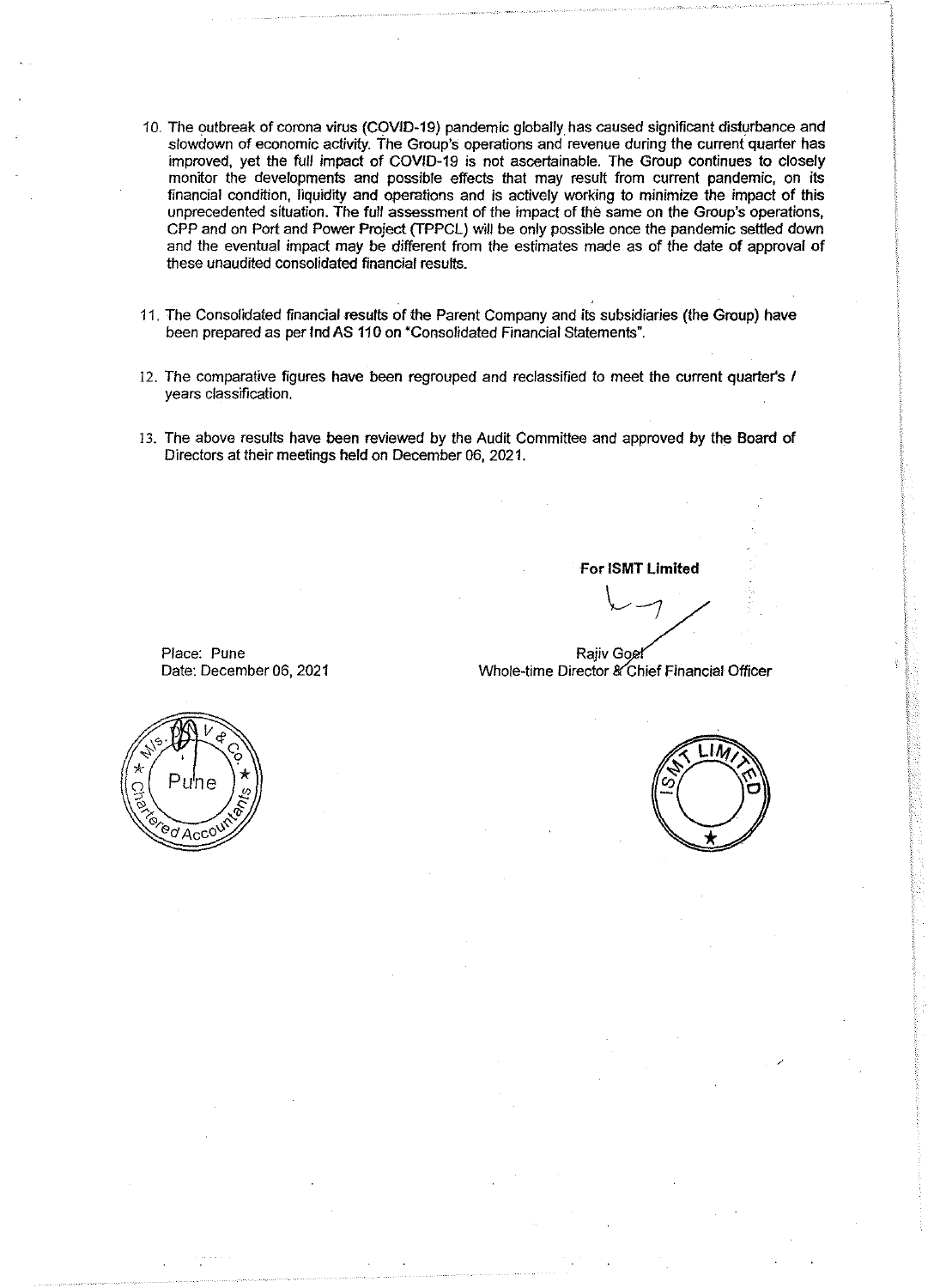10. The outbreak of corona virus (COVID-19) pandemic globally has caused significant disturbance and slowdown of economic activity. The Group's operations and revenue during the current quarter has improved, yet the full impact of COVID-19 is not ascertainable. The Group continues to closely monitor the developments and possible effects that may result from current pandemic, on its financial condition, liquidity and operations and is actively working to minimize the impact of this unprecedented situation. The full assessment of the impact of the same on the Group's operations, CPP and on Port and Power Project (TPPCL) will be only possible once the pandemic settled down and the eventual impact may be different from the estimates made as of the date of approval of these unaudited consolidated financial results.

11. The Consolidated financial results of the Parent Company and its subsidiaries (the Group) have been prepared as per Ind AS 110 on "Consolidated Financial Statements".

12. The comparative figures have been regrouped and reclassified to meet the current quarter's / years classification.

13. The above results have been reviewed by the Audit Committee and approved by the Board of Directors at their meetings held on December 06, 2021.

**For ISMT Limited**

Rajiv Goel
Whole-time Director & Chief Financial Officer

Place: Pune
Date: December 06, 2021